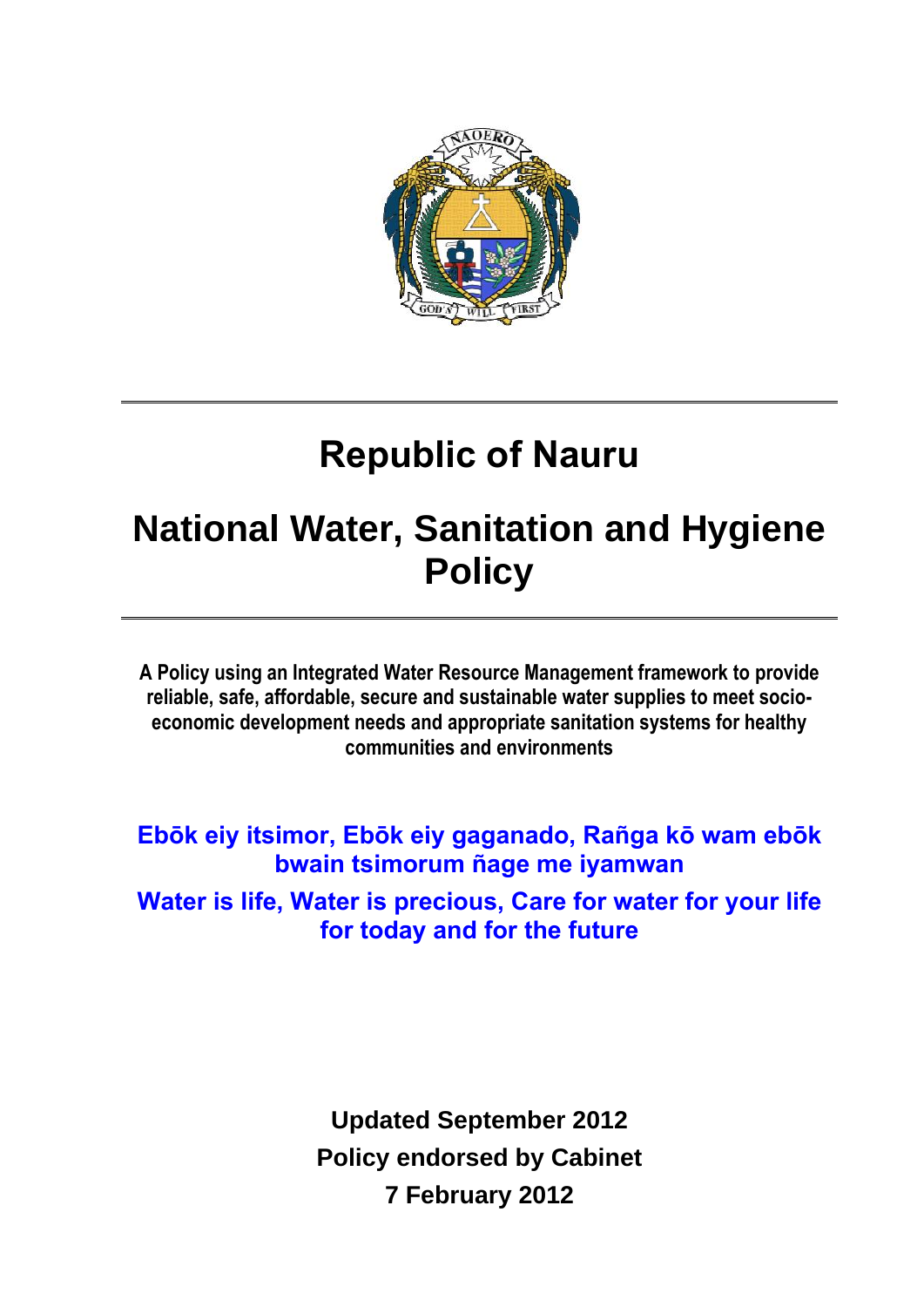# Republic of Nauru

# National Water, Sanitation and Hygiene Policy

**A Policy using an Integrated Water Resource Management framework to provide reliable, safe, affordable, secure and sustainable water supplies to meet socio-economic development needs and appropriate sanitation systems for healthy communities and environments**

**Ebōk eiy itsimor, Ebōk eiy gaganado, Rañga kō wam ebōk bwain tsimorum ñage me iyamwan**

**Water is life, Water is precious, Care for water for your life for today and for the future**

**Updated September 2012**
**Policy endorsed by Cabinet**
**7 February 2012**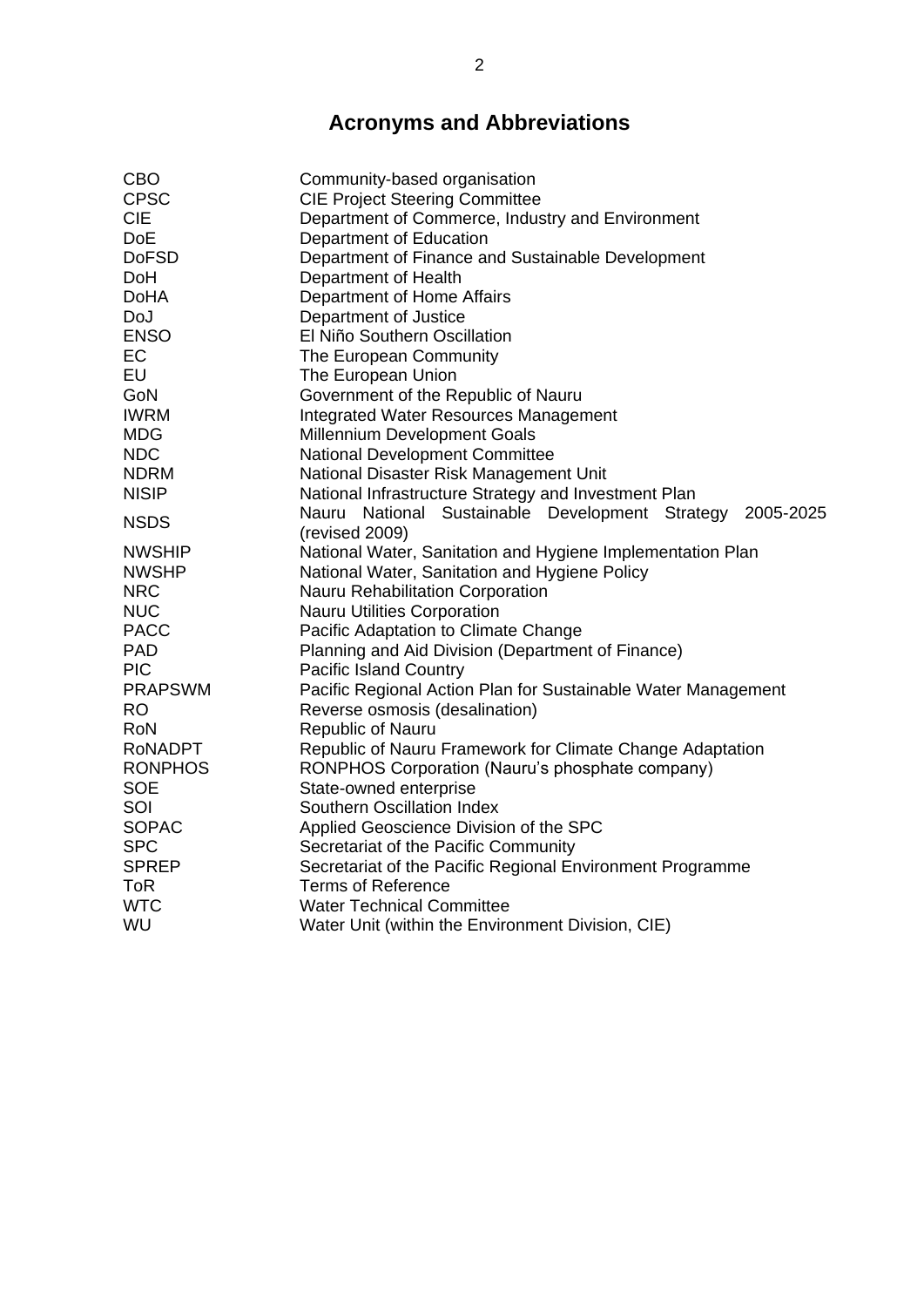# Acronyms and Abbreviations

| | |
|---|---|
| CBO | Community-based organisation |
| CPSC | CIE Project Steering Committee |
| CIE | Department of Commerce, Industry and Environment |
| DoE | Department of Education |
| DoFSD | Department of Finance and Sustainable Development |
| DoH | Department of Health |
| DoHA | Department of Home Affairs |
| DoJ | Department of Justice |
| ENSO | El Niño Southern Oscillation |
| EC | The European Community |
| EU | The European Union |
| GoN | Government of the Republic of Nauru |
| IWRM | Integrated Water Resources Management |
| MDG | Millennium Development Goals |
| NDC | National Development Committee |
| NDRM | National Disaster Risk Management Unit |
| NISIP | National Infrastructure Strategy and Investment Plan |
| NSDS | Nauru National Sustainable Development Strategy 2005-2025 (revised 2009) |
| NWSHIP | National Water, Sanitation and Hygiene Implementation Plan |
| NWSHP | National Water, Sanitation and Hygiene Policy |
| NRC | Nauru Rehabilitation Corporation |
| NUC | Nauru Utilities Corporation |
| PACC | Pacific Adaptation to Climate Change |
| PAD | Planning and Aid Division (Department of Finance) |
| PIC | Pacific Island Country |
| PRAPSWM | Pacific Regional Action Plan for Sustainable Water Management |
| RO | Reverse osmosis (desalination) |
| RoN | Republic of Nauru |
| RoNADPT | Republic of Nauru Framework for Climate Change Adaptation |
| RONPHOS | RONPHOS Corporation (Nauru's phosphate company) |
| SOE | State-owned enterprise |
| SOI | Southern Oscillation Index |
| SOPAC | Applied Geoscience Division of the SPC |
| SPC | Secretariat of the Pacific Community |
| SPREP | Secretariat of the Pacific Regional Environment Programme |
| ToR | Terms of Reference |
| WTC | Water Technical Committee |
| WU | Water Unit (within the Environment Division, CIE) |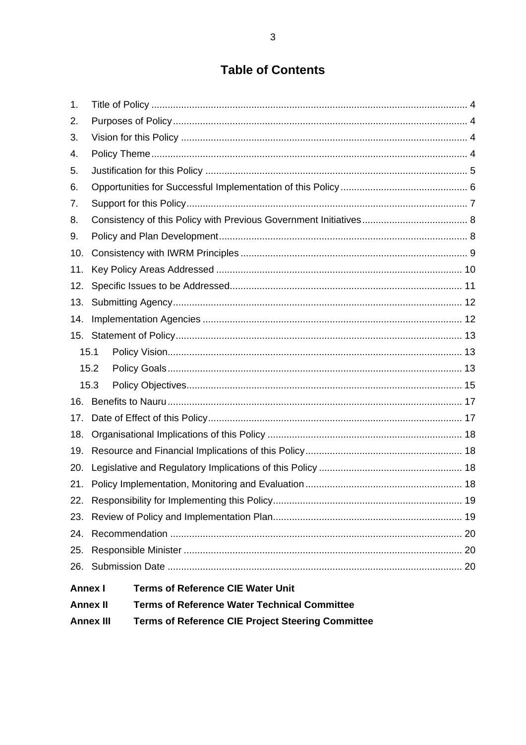# Table of Contents

1. Title of Policy ....................................................................................................... 4
2. Purposes of Policy ................................................................................................ 4
3. Vision for this Policy ............................................................................................ 4
4. Policy Theme ......................................................................................................... 4
5. Justification for this Policy ................................................................................. 5
6. Opportunities for Successful Implementation of this Policy .............................. 6
7. Support for this Policy .......................................................................................... 7
8. Consistency of this Policy with Previous Government Initiatives ..................... 8
9. Policy and Plan Development ............................................................................... 8
10. Consistency with IWRM Principles .................................................................... 9
11. Key Policy Areas Addressed .............................................................................. 10
12. Specific Issues to be Addressed ......................................................................... 11
13. Submitting Agency ............................................................................................. 12
14. Implementation Agencies .................................................................................. 12
15. Statement of Policy ............................................................................................ 13
    - 15.1 Policy Vision ............................................................................................ 13
    - 15.2 Policy Goals ............................................................................................. 13
    - 15.3 Policy Objectives ...................................................................................... 15
16. Benefits to Nauru ............................................................................................... 17
17. Date of Effect of this Policy ................................................................................ 17
18. Organisational Implications of this Policy ........................................................ 18
19. Resource and Financial Implications of this Policy .......................................... 18
20. Legislative and Regulatory Implications of this Policy .................................... 18
21. Policy Implementation, Monitoring and Evaluation .......................................... 18
22. Responsibility for Implementing this Policy ...................................................... 19
23. Review of Policy and Implementation Plan ....................................................... 19
24. Recommendation ............................................................................................... 20
25. Responsible Minister ......................................................................................... 20
26. Submission Date ................................................................................................ 20

**Annex I** **Terms of Reference CIE Water Unit**

**Annex II** **Terms of Reference Water Technical Committee**

**Annex III** **Terms of Reference CIE Project Steering Committee**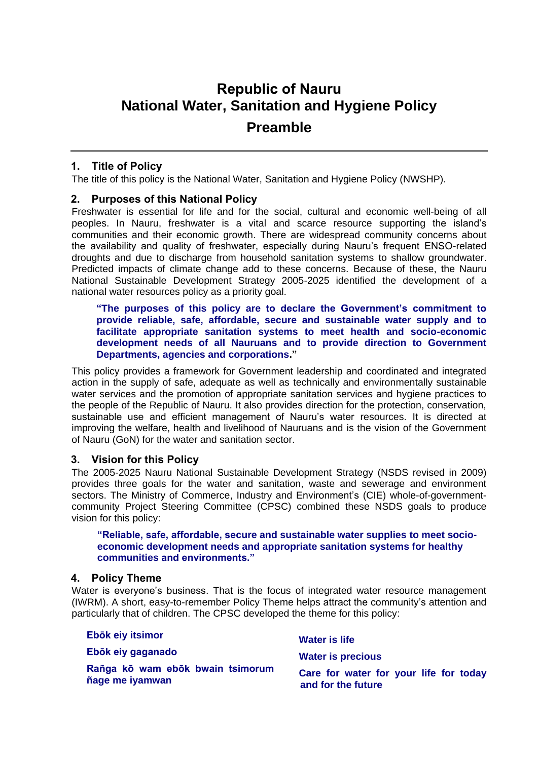# Republic of Nauru
# National Water, Sanitation and Hygiene Policy
# Preamble

---

## 1. Title of Policy

The title of this policy is the National Water, Sanitation and Hygiene Policy (NWSHP).

## 2. Purposes of this National Policy

Freshwater is essential for life and for the social, cultural and economic well-being of all peoples. In Nauru, freshwater is a vital and scarce resource supporting the island's communities and their economic growth. There are widespread community concerns about the availability and quality of freshwater, especially during Nauru's frequent ENSO-related droughts and due to discharge from household sanitation systems to shallow groundwater. Predicted impacts of climate change add to these concerns. Because of these, the Nauru National Sustainable Development Strategy 2005-2025 identified the development of a national water resources policy as a priority goal.

> **"The purposes of this policy are to declare the Government's commitment to provide reliable, safe, affordable, secure and sustainable water supply and to facilitate appropriate sanitation systems to meet health and socio-economic development needs of all Nauruans and to provide direction to Government Departments, agencies and corporations."**

This policy provides a framework for Government leadership and coordinated and integrated action in the supply of safe, adequate as well as technically and environmentally sustainable water services and the promotion of appropriate sanitation services and hygiene practices to the people of the Republic of Nauru. It also provides direction for the protection, conservation, sustainable use and efficient management of Nauru's water resources. It is directed at improving the welfare, health and livelihood of Nauruans and is the vision of the Government of Nauru (GoN) for the water and sanitation sector.

## 3. Vision for this Policy

The 2005-2025 Nauru National Sustainable Development Strategy (NSDS revised in 2009) provides three goals for the water and sanitation, waste and sewerage and environment sectors. The Ministry of Commerce, Industry and Environment's (CIE) whole-of-government-community Project Steering Committee (CPSC) combined these NSDS goals to produce vision for this policy:

> **"Reliable, safe, affordable, secure and sustainable water supplies to meet socio-economic development needs and appropriate sanitation systems for healthy communities and environments."**

## 4. Policy Theme

Water is everyone's business. That is the focus of integrated water resource management (IWRM). A short, easy-to-remember Policy Theme helps attract the community's attention and particularly that of children. The CPSC developed the theme for this policy:

**Ebōk eiy itsimor**

**Ebōk eiy gaganado**

**Rañga kō wam ebōk bwain tsimorum ñage me iyamwan**

**Water is life**

**Water is precious**

**Care for water for your life for today and for the future**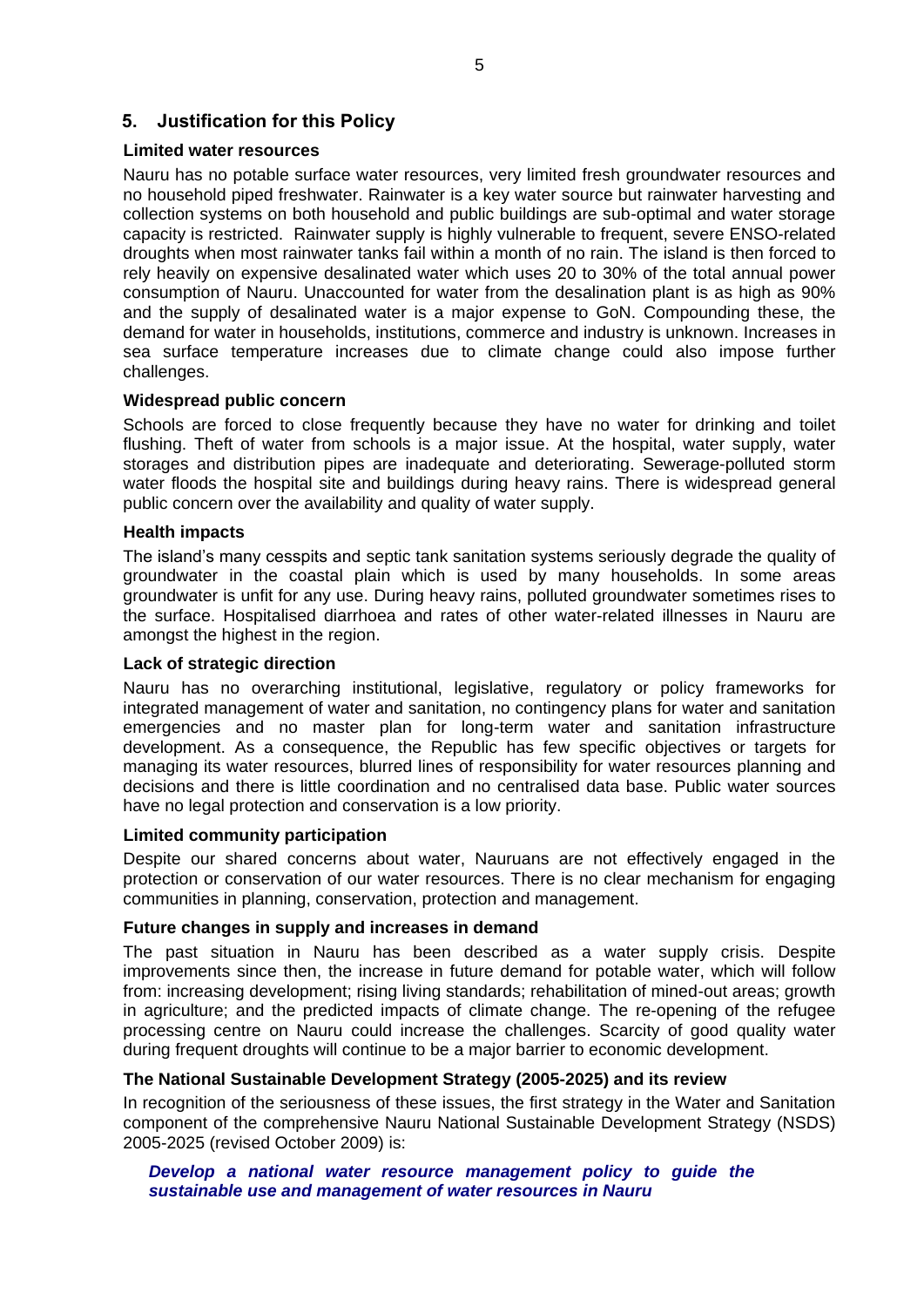## 5. Justification for this Policy

**Limited water resources**

Nauru has no potable surface water resources, very limited fresh groundwater resources and no household piped freshwater. Rainwater is a key water source but rainwater harvesting and collection systems on both household and public buildings are sub-optimal and water storage capacity is restricted. Rainwater supply is highly vulnerable to frequent, severe ENSO-related droughts when most rainwater tanks fail within a month of no rain. The island is then forced to rely heavily on expensive desalinated water which uses 20 to 30% of the total annual power consumption of Nauru. Unaccounted for water from the desalination plant is as high as 90% and the supply of desalinated water is a major expense to GoN. Compounding these, the demand for water in households, institutions, commerce and industry is unknown. Increases in sea surface temperature increases due to climate change could also impose further challenges.

**Widespread public concern**

Schools are forced to close frequently because they have no water for drinking and toilet flushing. Theft of water from schools is a major issue. At the hospital, water supply, water storages and distribution pipes are inadequate and deteriorating. Sewerage-polluted storm water floods the hospital site and buildings during heavy rains. There is widespread general public concern over the availability and quality of water supply.

**Health impacts**

The island's many cesspits and septic tank sanitation systems seriously degrade the quality of groundwater in the coastal plain which is used by many households. In some areas groundwater is unfit for any use. During heavy rains, polluted groundwater sometimes rises to the surface. Hospitalised diarrhoea and rates of other water-related illnesses in Nauru are amongst the highest in the region.

**Lack of strategic direction**

Nauru has no overarching institutional, legislative, regulatory or policy frameworks for integrated management of water and sanitation, no contingency plans for water and sanitation emergencies and no master plan for long-term water and sanitation infrastructure development. As a consequence, the Republic has few specific objectives or targets for managing its water resources, blurred lines of responsibility for water resources planning and decisions and there is little coordination and no centralised data base. Public water sources have no legal protection and conservation is a low priority.

**Limited community participation**

Despite our shared concerns about water, Nauruans are not effectively engaged in the protection or conservation of our water resources. There is no clear mechanism for engaging communities in planning, conservation, protection and management.

**Future changes in supply and increases in demand**

The past situation in Nauru has been described as a water supply crisis. Despite improvements since then, the increase in future demand for potable water, which will follow from: increasing development; rising living standards; rehabilitation of mined-out areas; growth in agriculture; and the predicted impacts of climate change. The re-opening of the refugee processing centre on Nauru could increase the challenges. Scarcity of good quality water during frequent droughts will continue to be a major barrier to economic development.

**The National Sustainable Development Strategy (2005-2025) and its review**

In recognition of the seriousness of these issues, the first strategy in the Water and Sanitation component of the comprehensive Nauru National Sustainable Development Strategy (NSDS) 2005-2025 (revised October 2009) is:

> ***Develop a national water resource management policy to guide the sustainable use and management of water resources in Nauru***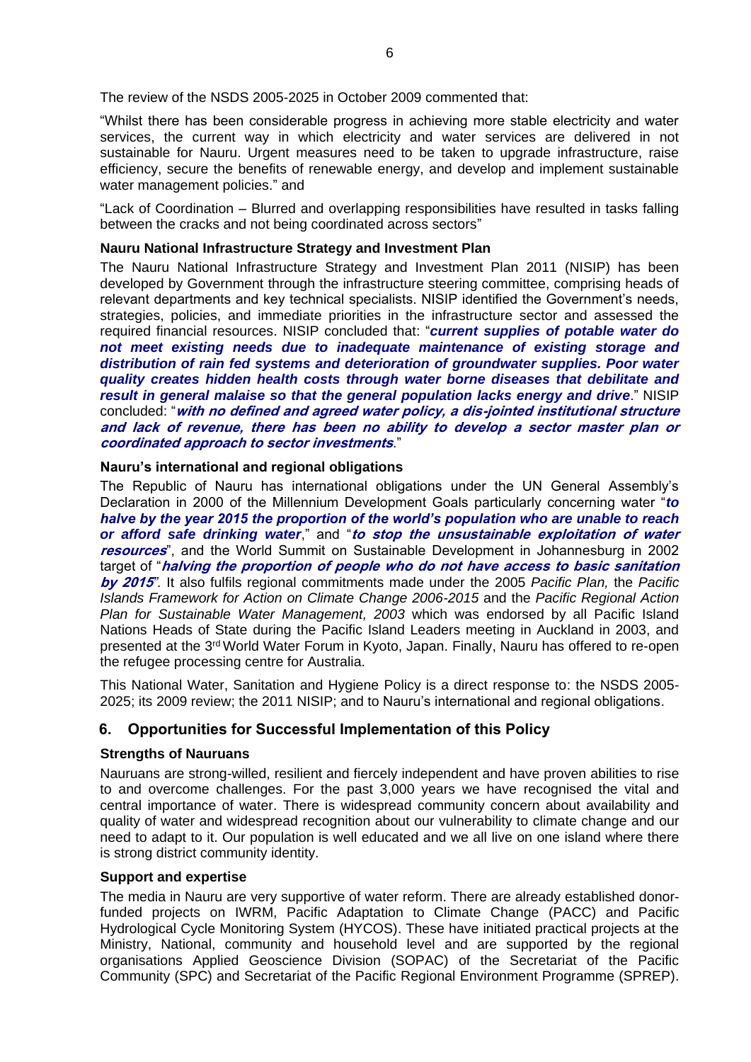The review of the NSDS 2005-2025 in October 2009 commented that:

"Whilst there has been considerable progress in achieving more stable electricity and water services, the current way in which electricity and water services are delivered in not sustainable for Nauru. Urgent measures need to be taken to upgrade infrastructure, raise efficiency, secure the benefits of renewable energy, and develop and implement sustainable water management policies." and

"Lack of Coordination – Blurred and overlapping responsibilities have resulted in tasks falling between the cracks and not being coordinated across sectors"

**Nauru National Infrastructure Strategy and Investment Plan**

The Nauru National Infrastructure Strategy and Investment Plan 2011 (NISIP) has been developed by Government through the infrastructure steering committee, comprising heads of relevant departments and key technical specialists. NISIP identified the Government's needs, strategies, policies, and immediate priorities in the infrastructure sector and assessed the required financial resources. NISIP concluded that: "***current supplies of potable water do not meet existing needs due to inadequate maintenance of existing storage and distribution of rain fed systems and deterioration of groundwater supplies. Poor water quality creates hidden health costs through water borne diseases that debilitate and result in general malaise so that the general population lacks energy and drive***." NISIP concluded: "***with no defined and agreed water policy, a dis-jointed institutional structure and lack of revenue, there has been no ability to develop a sector master plan or coordinated approach to sector investments***."

**Nauru's international and regional obligations**

The Republic of Nauru has international obligations under the UN General Assembly's Declaration in 2000 of the Millennium Development Goals particularly concerning water "***to halve by the year 2015 the proportion of the world's population who are unable to reach or afford safe drinking water***," and "***to stop the unsustainable exploitation of water resources***", and the World Summit on Sustainable Development in Johannesburg in 2002 target of "***halving the proportion of people who do not have access to basic sanitation by 2015***". It also fulfils regional commitments made under the 2005 *Pacific Plan,* the *Pacific Islands Framework for Action on Climate Change 2006-2015* and the *Pacific Regional Action Plan for Sustainable Water Management, 2003* which was endorsed by all Pacific Island Nations Heads of State during the Pacific Island Leaders meeting in Auckland in 2003, and presented at the 3rd World Water Forum in Kyoto, Japan. Finally, Nauru has offered to re-open the refugee processing centre for Australia.

This National Water, Sanitation and Hygiene Policy is a direct response to: the NSDS 2005-2025; its 2009 review; the 2011 NISIP; and to Nauru's international and regional obligations.

## 6. Opportunities for Successful Implementation of this Policy

**Strengths of Nauruans**

Nauruans are strong-willed, resilient and fiercely independent and have proven abilities to rise to and overcome challenges. For the past 3,000 years we have recognised the vital and central importance of water. There is widespread community concern about availability and quality of water and widespread recognition about our vulnerability to climate change and our need to adapt to it. Our population is well educated and we all live on one island where there is strong district community identity.

**Support and expertise**

The media in Nauru are very supportive of water reform. There are already established donor-funded projects on IWRM, Pacific Adaptation to Climate Change (PACC) and Pacific Hydrological Cycle Monitoring System (HYCOS). These have initiated practical projects at the Ministry, National, community and household level and are supported by the regional organisations Applied Geoscience Division (SOPAC) of the Secretariat of the Pacific Community (SPC) and Secretariat of the Pacific Regional Environment Programme (SPREP).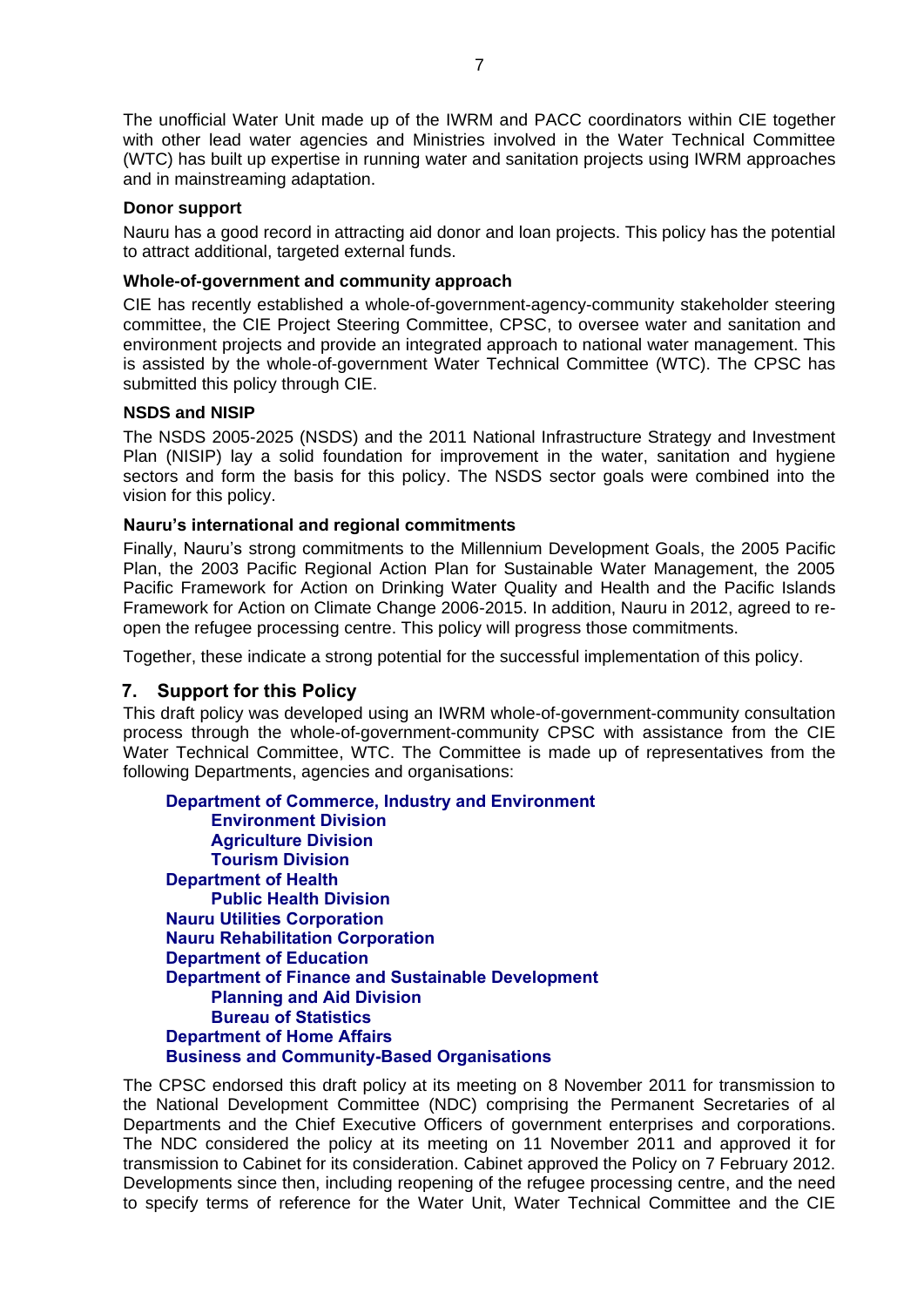The unofficial Water Unit made up of the IWRM and PACC coordinators within CIE together with other lead water agencies and Ministries involved in the Water Technical Committee (WTC) has built up expertise in running water and sanitation projects using IWRM approaches and in mainstreaming adaptation.

**Donor support**

Nauru has a good record in attracting aid donor and loan projects. This policy has the potential to attract additional, targeted external funds.

**Whole-of-government and community approach**

CIE has recently established a whole-of-government-agency-community stakeholder steering committee, the CIE Project Steering Committee, CPSC, to oversee water and sanitation and environment projects and provide an integrated approach to national water management. This is assisted by the whole-of-government Water Technical Committee (WTC). The CPSC has submitted this policy through CIE.

**NSDS and NISIP**

The NSDS 2005-2025 (NSDS) and the 2011 National Infrastructure Strategy and Investment Plan (NISIP) lay a solid foundation for improvement in the water, sanitation and hygiene sectors and form the basis for this policy. The NSDS sector goals were combined into the vision for this policy.

**Nauru's international and regional commitments**

Finally, Nauru's strong commitments to the Millennium Development Goals, the 2005 Pacific Plan, the 2003 Pacific Regional Action Plan for Sustainable Water Management, the 2005 Pacific Framework for Action on Drinking Water Quality and Health and the Pacific Islands Framework for Action on Climate Change 2006-2015. In addition, Nauru in 2012, agreed to re-open the refugee processing centre. This policy will progress those commitments.

Together, these indicate a strong potential for the successful implementation of this policy.

## 7. Support for this Policy

This draft policy was developed using an IWRM whole-of-government-community consultation process through the whole-of-government-community CPSC with assistance from the CIE Water Technical Committee, WTC. The Committee is made up of representatives from the following Departments, agencies and organisations:

- **Department of Commerce, Industry and Environment**
  - **Environment Division**
  - **Agriculture Division**
  - **Tourism Division**
- **Department of Health**
  - **Public Health Division**
- **Nauru Utilities Corporation**
- **Nauru Rehabilitation Corporation**
- **Department of Education**
- **Department of Finance and Sustainable Development**
  - **Planning and Aid Division**
  - **Bureau of Statistics**
- **Department of Home Affairs**
- **Business and Community-Based Organisations**

The CPSC endorsed this draft policy at its meeting on 8 November 2011 for transmission to the National Development Committee (NDC) comprising the Permanent Secretaries of al Departments and the Chief Executive Officers of government enterprises and corporations. The NDC considered the policy at its meeting on 11 November 2011 and approved it for transmission to Cabinet for its consideration. Cabinet approved the Policy on 7 February 2012. Developments since then, including reopening of the refugee processing centre, and the need to specify terms of reference for the Water Unit, Water Technical Committee and the CIE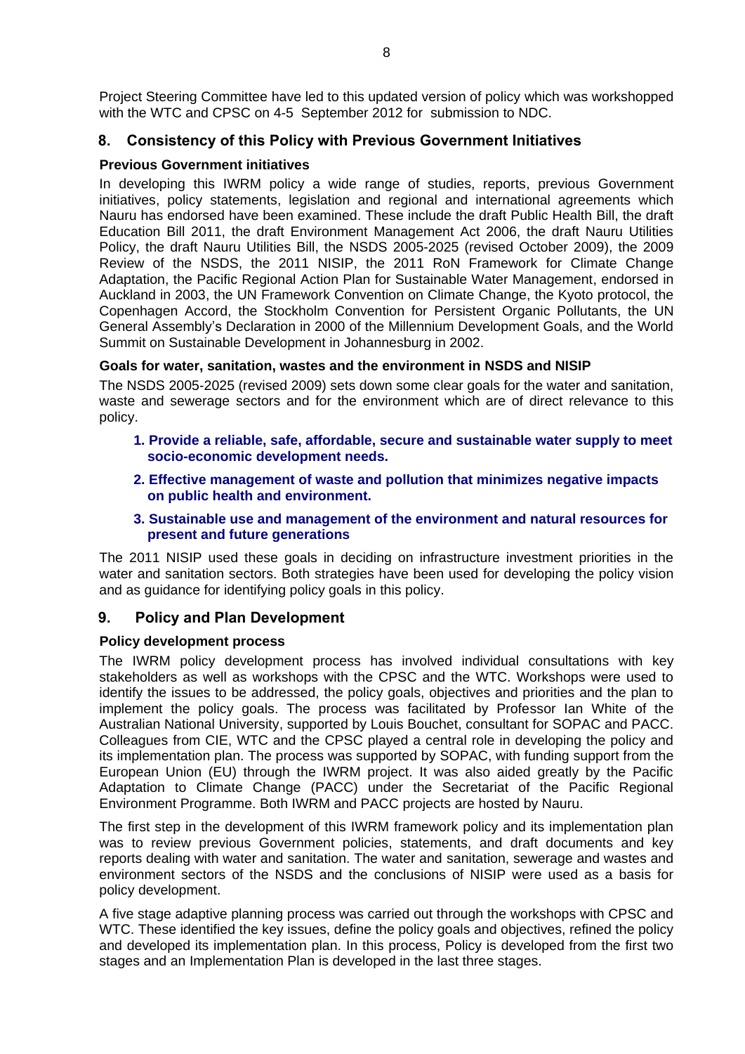Project Steering Committee have led to this updated version of policy which was workshopped with the WTC and CPSC on 4-5 September 2012 for submission to NDC.

## 8. Consistency of this Policy with Previous Government Initiatives

### Previous Government initiatives

In developing this IWRM policy a wide range of studies, reports, previous Government initiatives, policy statements, legislation and regional and international agreements which Nauru has endorsed have been examined. These include the draft Public Health Bill, the draft Education Bill 2011, the draft Environment Management Act 2006, the draft Nauru Utilities Policy, the draft Nauru Utilities Bill, the NSDS 2005-2025 (revised October 2009), the 2009 Review of the NSDS, the 2011 NISIP, the 2011 RoN Framework for Climate Change Adaptation, the Pacific Regional Action Plan for Sustainable Water Management, endorsed in Auckland in 2003, the UN Framework Convention on Climate Change, the Kyoto protocol, the Copenhagen Accord, the Stockholm Convention for Persistent Organic Pollutants, the UN General Assembly's Declaration in 2000 of the Millennium Development Goals, and the World Summit on Sustainable Development in Johannesburg in 2002.

### Goals for water, sanitation, wastes and the environment in NSDS and NISIP

The NSDS 2005-2025 (revised 2009) sets down some clear goals for the water and sanitation, waste and sewerage sectors and for the environment which are of direct relevance to this policy.

1. **Provide a reliable, safe, affordable, secure and sustainable water supply to meet socio-economic development needs.**
2. **Effective management of waste and pollution that minimizes negative impacts on public health and environment.**
3. **Sustainable use and management of the environment and natural resources for present and future generations**

The 2011 NISIP used these goals in deciding on infrastructure investment priorities in the water and sanitation sectors. Both strategies have been used for developing the policy vision and as guidance for identifying policy goals in this policy.

## 9. Policy and Plan Development

### Policy development process

The IWRM policy development process has involved individual consultations with key stakeholders as well as workshops with the CPSC and the WTC. Workshops were used to identify the issues to be addressed, the policy goals, objectives and priorities and the plan to implement the policy goals. The process was facilitated by Professor Ian White of the Australian National University, supported by Louis Bouchet, consultant for SOPAC and PACC. Colleagues from CIE, WTC and the CPSC played a central role in developing the policy and its implementation plan. The process was supported by SOPAC, with funding support from the European Union (EU) through the IWRM project. It was also aided greatly by the Pacific Adaptation to Climate Change (PACC) under the Secretariat of the Pacific Regional Environment Programme. Both IWRM and PACC projects are hosted by Nauru.

The first step in the development of this IWRM framework policy and its implementation plan was to review previous Government policies, statements, and draft documents and key reports dealing with water and sanitation. The water and sanitation, sewerage and wastes and environment sectors of the NSDS and the conclusions of NISIP were used as a basis for policy development.

A five stage adaptive planning process was carried out through the workshops with CPSC and WTC. These identified the key issues, define the policy goals and objectives, refined the policy and developed its implementation plan. In this process, Policy is developed from the first two stages and an Implementation Plan is developed in the last three stages.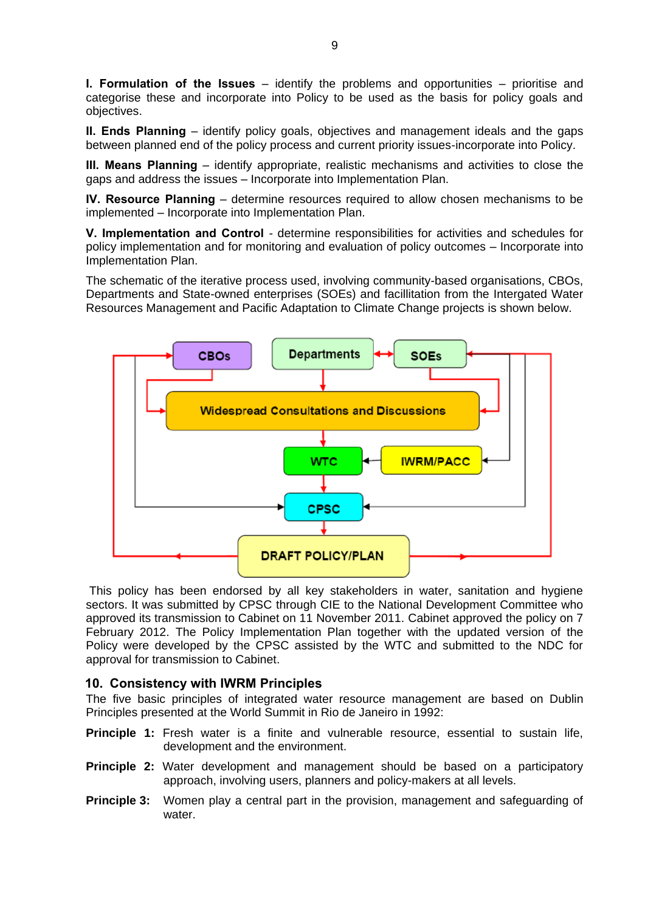**I. Formulation of the Issues** – identify the problems and opportunities – prioritise and categorise these and incorporate into Policy to be used as the basis for policy goals and objectives.

**II. Ends Planning** – identify policy goals, objectives and management ideals and the gaps between planned end of the policy process and current priority issues-incorporate into Policy.

**III. Means Planning** – identify appropriate, realistic mechanisms and activities to close the gaps and address the issues – Incorporate into Implementation Plan.

**IV. Resource Planning** – determine resources required to allow chosen mechanisms to be implemented – Incorporate into Implementation Plan.

**V. Implementation and Control** - determine responsibilities for activities and schedules for policy implementation and for monitoring and evaluation of policy outcomes – Incorporate into Implementation Plan.

The schematic of the iterative process used, involving community-based organisations, CBOs, Departments and State-owned enterprises (SOEs) and facillitation from the Intergated Water Resources Management and Pacific Adaptation to Climate Change projects is shown below.

This policy has been endorsed by all key stakeholders in water, sanitation and hygiene sectors. It was submitted by CPSC through CIE to the National Development Committee who approved its transmission to Cabinet on 11 November 2011. Cabinet approved the policy on 7 February 2012. The Policy Implementation Plan together with the updated version of the Policy were developed by the CPSC assisted by the WTC and submitted to the NDC for approval for transmission to Cabinet.

## 10. Consistency with IWRM Principles

The five basic principles of integrated water resource management are based on Dublin Principles presented at the World Summit in Rio de Janeiro in 1992:

**Principle 1:** Fresh water is a finite and vulnerable resource, essential to sustain life, development and the environment.

**Principle 2:** Water development and management should be based on a participatory approach, involving users, planners and policy-makers at all levels.

**Principle 3:** Women play a central part in the provision, management and safeguarding of water.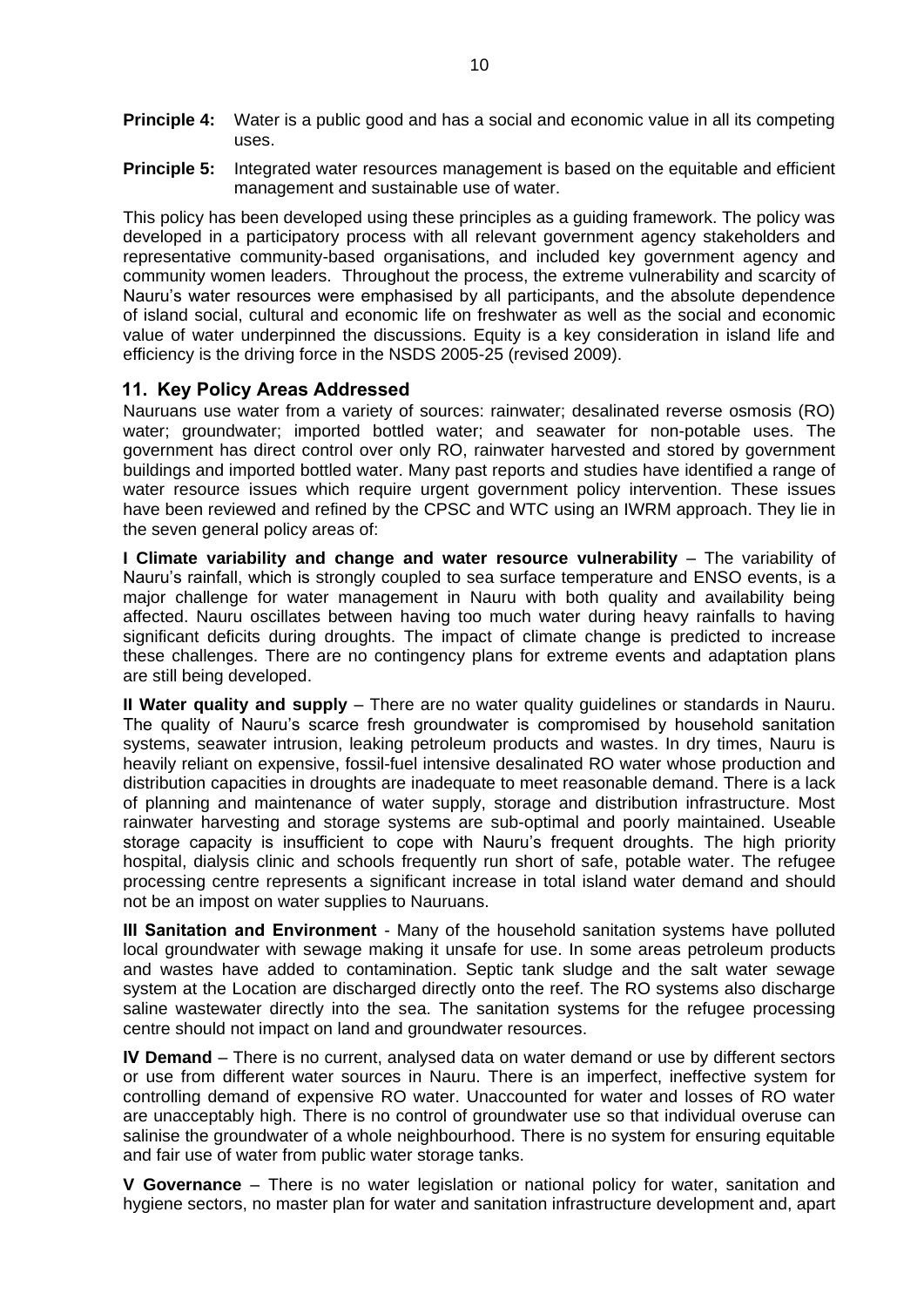**Principle 4:** Water is a public good and has a social and economic value in all its competing uses.

**Principle 5:** Integrated water resources management is based on the equitable and efficient management and sustainable use of water.

This policy has been developed using these principles as a guiding framework. The policy was developed in a participatory process with all relevant government agency stakeholders and representative community-based organisations, and included key government agency and community women leaders. Throughout the process, the extreme vulnerability and scarcity of Nauru's water resources were emphasised by all participants, and the absolute dependence of island social, cultural and economic life on freshwater as well as the social and economic value of water underpinned the discussions. Equity is a key consideration in island life and efficiency is the driving force in the NSDS 2005-25 (revised 2009).

## 11. Key Policy Areas Addressed

Nauruans use water from a variety of sources: rainwater; desalinated reverse osmosis (RO) water; groundwater; imported bottled water; and seawater for non-potable uses. The government has direct control over only RO, rainwater harvested and stored by government buildings and imported bottled water. Many past reports and studies have identified a range of water resource issues which require urgent government policy intervention. These issues have been reviewed and refined by the CPSC and WTC using an IWRM approach. They lie in the seven general policy areas of:

**I Climate variability and change and water resource vulnerability** – The variability of Nauru's rainfall, which is strongly coupled to sea surface temperature and ENSO events, is a major challenge for water management in Nauru with both quality and availability being affected. Nauru oscillates between having too much water during heavy rainfalls to having significant deficits during droughts. The impact of climate change is predicted to increase these challenges. There are no contingency plans for extreme events and adaptation plans are still being developed.

**II Water quality and supply** – There are no water quality guidelines or standards in Nauru. The quality of Nauru's scarce fresh groundwater is compromised by household sanitation systems, seawater intrusion, leaking petroleum products and wastes. In dry times, Nauru is heavily reliant on expensive, fossil-fuel intensive desalinated RO water whose production and distribution capacities in droughts are inadequate to meet reasonable demand. There is a lack of planning and maintenance of water supply, storage and distribution infrastructure. Most rainwater harvesting and storage systems are sub-optimal and poorly maintained. Useable storage capacity is insufficient to cope with Nauru's frequent droughts. The high priority hospital, dialysis clinic and schools frequently run short of safe, potable water. The refugee processing centre represents a significant increase in total island water demand and should not be an impost on water supplies to Nauruans.

**III Sanitation and Environment** - Many of the household sanitation systems have polluted local groundwater with sewage making it unsafe for use. In some areas petroleum products and wastes have added to contamination. Septic tank sludge and the salt water sewage system at the Location are discharged directly onto the reef. The RO systems also discharge saline wastewater directly into the sea. The sanitation systems for the refugee processing centre should not impact on land and groundwater resources.

**IV Demand** – There is no current, analysed data on water demand or use by different sectors or use from different water sources in Nauru. There is an imperfect, ineffective system for controlling demand of expensive RO water. Unaccounted for water and losses of RO water are unacceptably high. There is no control of groundwater use so that individual overuse can salinise the groundwater of a whole neighbourhood. There is no system for ensuring equitable and fair use of water from public water storage tanks.

**V Governance** – There is no water legislation or national policy for water, sanitation and hygiene sectors, no master plan for water and sanitation infrastructure development and, apart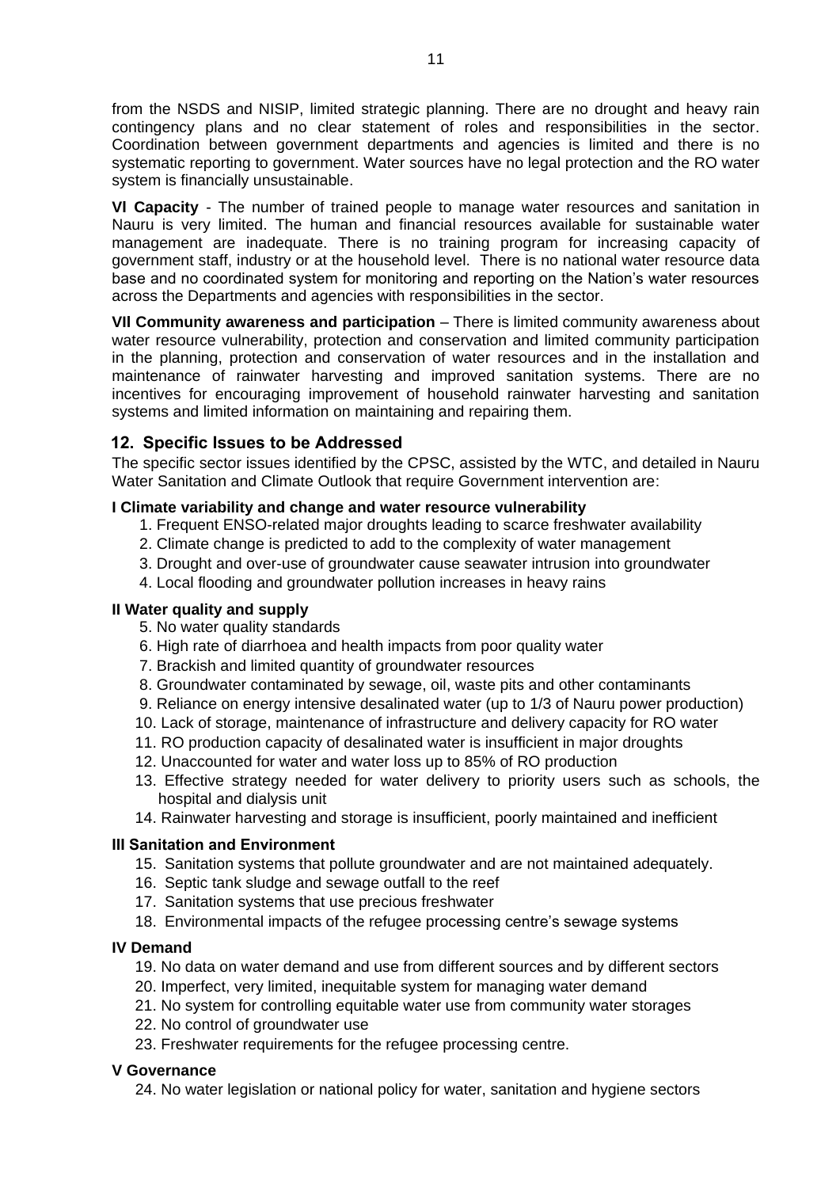from the NSDS and NISIP, limited strategic planning. There are no drought and heavy rain contingency plans and no clear statement of roles and responsibilities in the sector. Coordination between government departments and agencies is limited and there is no systematic reporting to government. Water sources have no legal protection and the RO water system is financially unsustainable.

**VI Capacity** - The number of trained people to manage water resources and sanitation in Nauru is very limited. The human and financial resources available for sustainable water management are inadequate. There is no training program for increasing capacity of government staff, industry or at the household level. There is no national water resource data base and no coordinated system for monitoring and reporting on the Nation's water resources across the Departments and agencies with responsibilities in the sector.

**VII Community awareness and participation** – There is limited community awareness about water resource vulnerability, protection and conservation and limited community participation in the planning, protection and conservation of water resources and in the installation and maintenance of rainwater harvesting and improved sanitation systems. There are no incentives for encouraging improvement of household rainwater harvesting and sanitation systems and limited information on maintaining and repairing them.

## 12. Specific Issues to be Addressed

The specific sector issues identified by the CPSC, assisted by the WTC, and detailed in Nauru Water Sanitation and Climate Outlook that require Government intervention are:

**I Climate variability and change and water resource vulnerability**

1. Frequent ENSO-related major droughts leading to scarce freshwater availability
2. Climate change is predicted to add to the complexity of water management
3. Drought and over-use of groundwater cause seawater intrusion into groundwater
4. Local flooding and groundwater pollution increases in heavy rains

**II Water quality and supply**

5. No water quality standards
6. High rate of diarrhoea and health impacts from poor quality water
7. Brackish and limited quantity of groundwater resources
8. Groundwater contaminated by sewage, oil, waste pits and other contaminants
9. Reliance on energy intensive desalinated water (up to 1/3 of Nauru power production)
10. Lack of storage, maintenance of infrastructure and delivery capacity for RO water
11. RO production capacity of desalinated water is insufficient in major droughts
12. Unaccounted for water and water loss up to 85% of RO production
13. Effective strategy needed for water delivery to priority users such as schools, the hospital and dialysis unit
14. Rainwater harvesting and storage is insufficient, poorly maintained and inefficient

**III Sanitation and Environment**

15. Sanitation systems that pollute groundwater and are not maintained adequately.
16. Septic tank sludge and sewage outfall to the reef
17. Sanitation systems that use precious freshwater
18. Environmental impacts of the refugee processing centre's sewage systems

**IV Demand**

19. No data on water demand and use from different sources and by different sectors
20. Imperfect, very limited, inequitable system for managing water demand
21. No system for controlling equitable water use from community water storages
22. No control of groundwater use
23. Freshwater requirements for the refugee processing centre.

**V Governance**

24. No water legislation or national policy for water, sanitation and hygiene sectors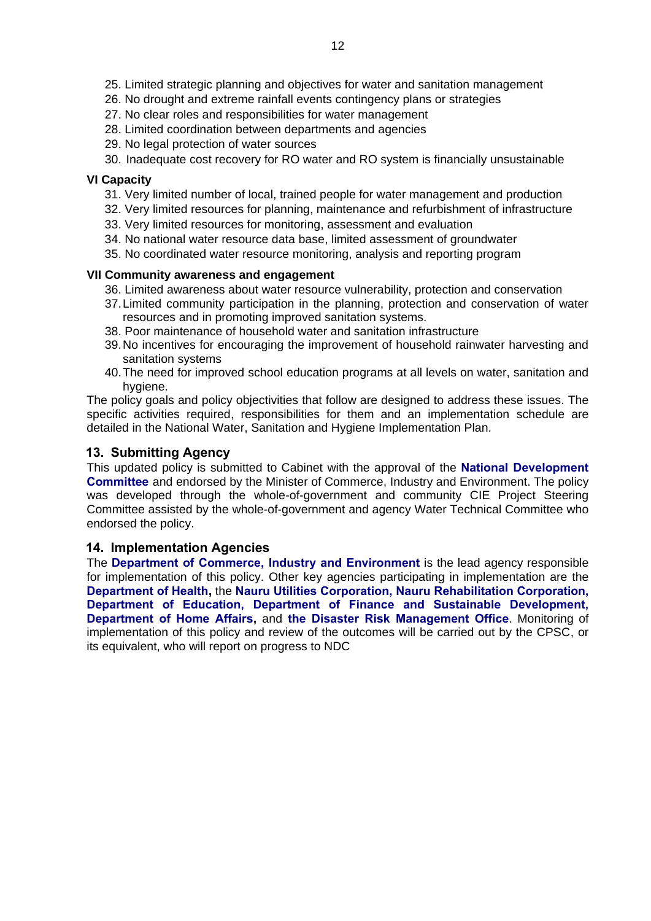25. Limited strategic planning and objectives for water and sanitation management
26. No drought and extreme rainfall events contingency plans or strategies
27. No clear roles and responsibilities for water management
28. Limited coordination between departments and agencies
29. No legal protection of water sources
30. Inadequate cost recovery for RO water and RO system is financially unsustainable

**VI Capacity**

31. Very limited number of local, trained people for water management and production
32. Very limited resources for planning, maintenance and refurbishment of infrastructure
33. Very limited resources for monitoring, assessment and evaluation
34. No national water resource data base, limited assessment of groundwater
35. No coordinated water resource monitoring, analysis and reporting program

**VII Community awareness and engagement**

36. Limited awareness about water resource vulnerability, protection and conservation
37. Limited community participation in the planning, protection and conservation of water resources and in promoting improved sanitation systems.
38. Poor maintenance of household water and sanitation infrastructure
39. No incentives for encouraging the improvement of household rainwater harvesting and sanitation systems
40. The need for improved school education programs at all levels on water, sanitation and hygiene.

The policy goals and policy objectivities that follow are designed to address these issues. The specific activities required, responsibilities for them and an implementation schedule are detailed in the National Water, Sanitation and Hygiene Implementation Plan.

## 13. Submitting Agency

This updated policy is submitted to Cabinet with the approval of the **National Development Committee** and endorsed by the Minister of Commerce, Industry and Environment. The policy was developed through the whole-of-government and community CIE Project Steering Committee assisted by the whole-of-government and agency Water Technical Committee who endorsed the policy.

## 14. Implementation Agencies

The **Department of Commerce, Industry and Environment** is the lead agency responsible for implementation of this policy. Other key agencies participating in implementation are the **Department of Health,** the **Nauru Utilities Corporation, Nauru Rehabilitation Corporation, Department of Education, Department of Finance and Sustainable Development, Department of Home Affairs,** and **the Disaster Risk Management Office**. Monitoring of implementation of this policy and review of the outcomes will be carried out by the CPSC, or its equivalent, who will report on progress to NDC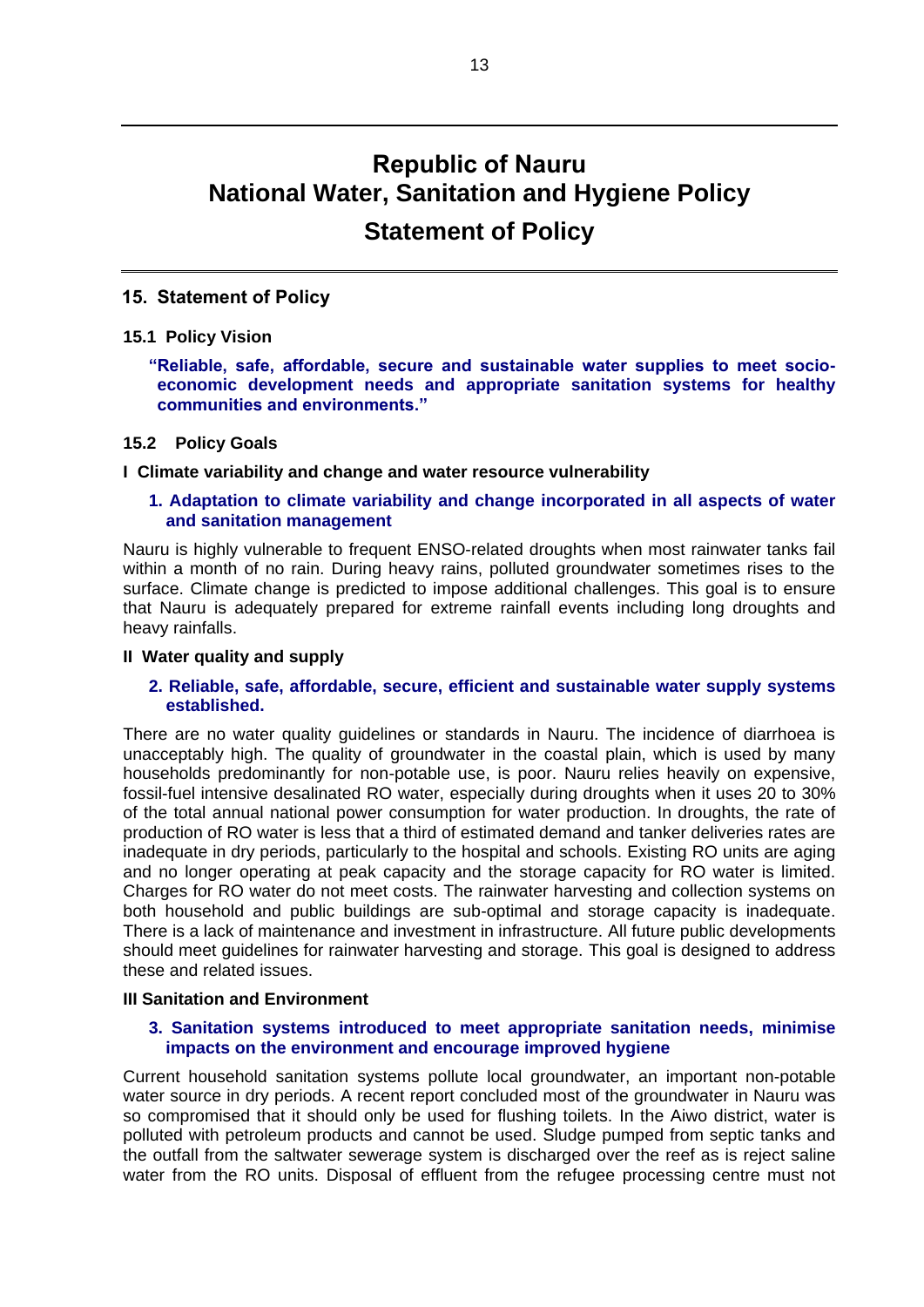# Republic of Nauru
# National Water, Sanitation and Hygiene Policy
## Statement of Policy

## 15. Statement of Policy

### 15.1 Policy Vision

**"Reliable, safe, affordable, secure and sustainable water supplies to meet socio-economic development needs and appropriate sanitation systems for healthy communities and environments."**

### 15.2 Policy Goals

#### I Climate variability and change and water resource vulnerability

**1. Adaptation to climate variability and change incorporated in all aspects of water and sanitation management**

Nauru is highly vulnerable to frequent ENSO-related droughts when most rainwater tanks fail within a month of no rain. During heavy rains, polluted groundwater sometimes rises to the surface. Climate change is predicted to impose additional challenges. This goal is to ensure that Nauru is adequately prepared for extreme rainfall events including long droughts and heavy rainfalls.

#### II Water quality and supply

**2. Reliable, safe, affordable, secure, efficient and sustainable water supply systems established.**

There are no water quality guidelines or standards in Nauru. The incidence of diarrhoea is unacceptably high. The quality of groundwater in the coastal plain, which is used by many households predominantly for non-potable use, is poor. Nauru relies heavily on expensive, fossil-fuel intensive desalinated RO water, especially during droughts when it uses 20 to 30% of the total annual national power consumption for water production. In droughts, the rate of production of RO water is less that a third of estimated demand and tanker deliveries rates are inadequate in dry periods, particularly to the hospital and schools. Existing RO units are aging and no longer operating at peak capacity and the storage capacity for RO water is limited. Charges for RO water do not meet costs. The rainwater harvesting and collection systems on both household and public buildings are sub-optimal and storage capacity is inadequate. There is a lack of maintenance and investment in infrastructure. All future public developments should meet guidelines for rainwater harvesting and storage. This goal is designed to address these and related issues.

#### III Sanitation and Environment

**3. Sanitation systems introduced to meet appropriate sanitation needs, minimise impacts on the environment and encourage improved hygiene**

Current household sanitation systems pollute local groundwater, an important non-potable water source in dry periods. A recent report concluded most of the groundwater in Nauru was so compromised that it should only be used for flushing toilets. In the Aiwo district, water is polluted with petroleum products and cannot be used. Sludge pumped from septic tanks and the outfall from the saltwater sewerage system is discharged over the reef as is reject saline water from the RO units. Disposal of effluent from the refugee processing centre must not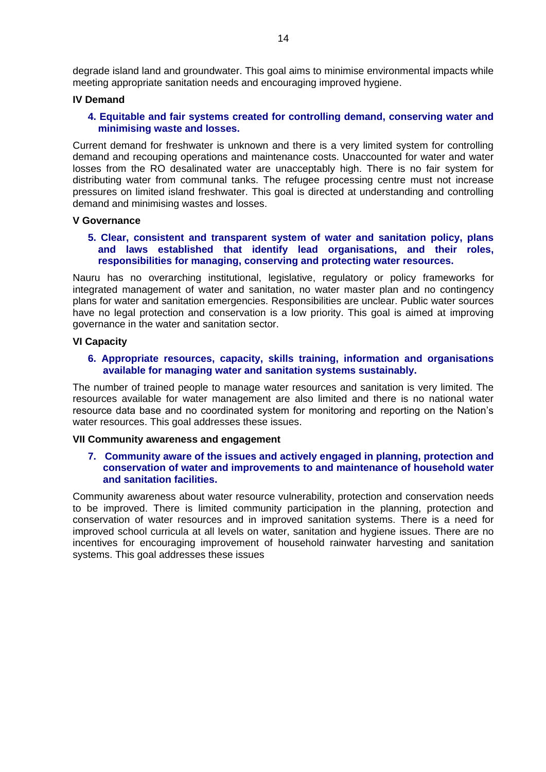degrade island land and groundwater. This goal aims to minimise environmental impacts while meeting appropriate sanitation needs and encouraging improved hygiene.

### IV Demand

**4. Equitable and fair systems created for controlling demand, conserving water and minimising waste and losses.**

Current demand for freshwater is unknown and there is a very limited system for controlling demand and recouping operations and maintenance costs. Unaccounted for water and water losses from the RO desalinated water are unacceptably high. There is no fair system for distributing water from communal tanks. The refugee processing centre must not increase pressures on limited island freshwater. This goal is directed at understanding and controlling demand and minimising wastes and losses.

### V Governance

**5. Clear, consistent and transparent system of water and sanitation policy, plans and laws established that identify lead organisations, and their roles, responsibilities for managing, conserving and protecting water resources.**

Nauru has no overarching institutional, legislative, regulatory or policy frameworks for integrated management of water and sanitation, no water master plan and no contingency plans for water and sanitation emergencies. Responsibilities are unclear. Public water sources have no legal protection and conservation is a low priority. This goal is aimed at improving governance in the water and sanitation sector.

### VI Capacity

**6. Appropriate resources, capacity, skills training, information and organisations available for managing water and sanitation systems sustainably.**

The number of trained people to manage water resources and sanitation is very limited. The resources available for water management are also limited and there is no national water resource data base and no coordinated system for monitoring and reporting on the Nation's water resources. This goal addresses these issues.

### VII Community awareness and engagement

**7. Community aware of the issues and actively engaged in planning, protection and conservation of water and improvements to and maintenance of household water and sanitation facilities.**

Community awareness about water resource vulnerability, protection and conservation needs to be improved. There is limited community participation in the planning, protection and conservation of water resources and in improved sanitation systems. There is a need for improved school curricula at all levels on water, sanitation and hygiene issues. There are no incentives for encouraging improvement of household rainwater harvesting and sanitation systems. This goal addresses these issues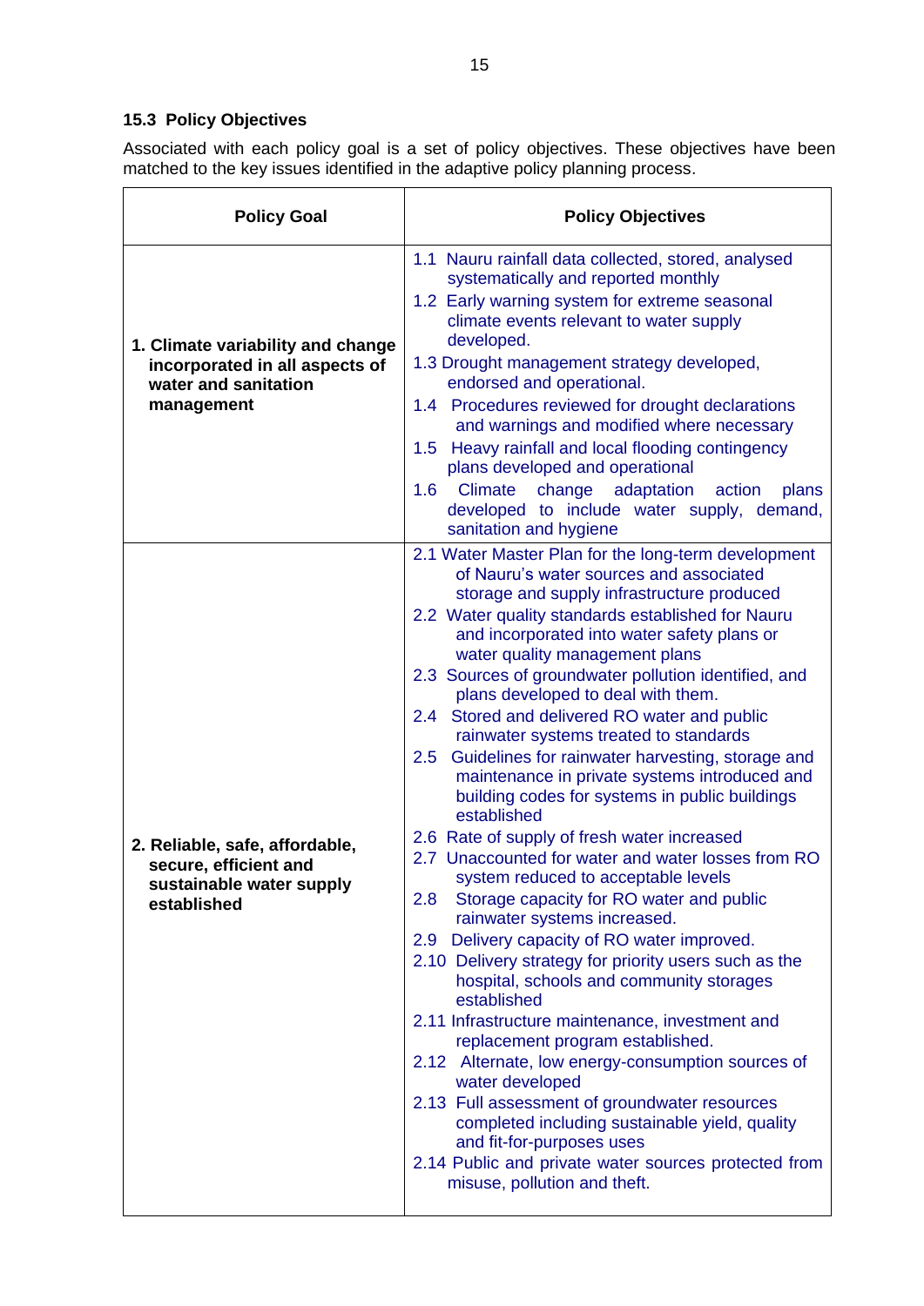### 15.3 Policy Objectives

Associated with each policy goal is a set of policy objectives. These objectives have been matched to the key issues identified in the adaptive policy planning process.

| Policy Goal | Policy Objectives |
|---|---|
| **1. Climate variability and change incorporated in all aspects of water and sanitation management** | 1.1 Nauru rainfall data collected, stored, analysed systematically and reported monthly<br>1.2 Early warning system for extreme seasonal climate events relevant to water supply developed.<br>1.3 Drought management strategy developed, endorsed and operational.<br>1.4 Procedures reviewed for drought declarations and warnings and modified where necessary<br>1.5 Heavy rainfall and local flooding contingency plans developed and operational<br>1.6 Climate change adaptation action plans developed to include water supply, demand, sanitation and hygiene |
| **2. Reliable, safe, affordable, secure, efficient and sustainable water supply established** | 2.1 Water Master Plan for the long-term development of Nauru's water sources and associated storage and supply infrastructure produced<br>2.2 Water quality standards established for Nauru and incorporated into water safety plans or water quality management plans<br>2.3 Sources of groundwater pollution identified, and plans developed to deal with them.<br>2.4 Stored and delivered RO water and public rainwater systems treated to standards<br>2.5 Guidelines for rainwater harvesting, storage and maintenance in private systems introduced and building codes for systems in public buildings established<br>2.6 Rate of supply of fresh water increased<br>2.7 Unaccounted for water and water losses from RO system reduced to acceptable levels<br>2.8 Storage capacity for RO water and public rainwater systems increased.<br>2.9 Delivery capacity of RO water improved.<br>2.10 Delivery strategy for priority users such as the hospital, schools and community storages established<br>2.11 Infrastructure maintenance, investment and replacement program established.<br>2.12 Alternate, low energy-consumption sources of water developed<br>2.13 Full assessment of groundwater resources completed including sustainable yield, quality and fit-for-purposes uses<br>2.14 Public and private water sources protected from misuse, pollution and theft. |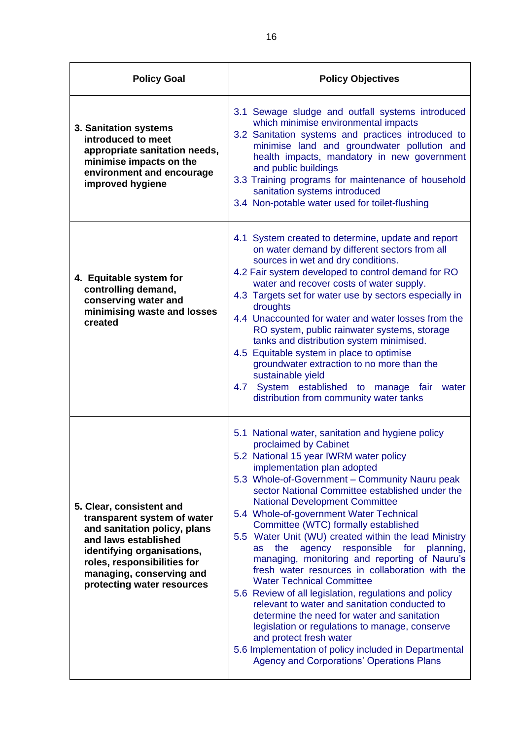| Policy Goal | Policy Objectives |
|---|---|
| **3. Sanitation systems introduced to meet appropriate sanitation needs, minimise impacts on the environment and encourage improved hygiene** | 3.1 Sewage sludge and outfall systems introduced which minimise environmental impacts<br>3.2 Sanitation systems and practices introduced to minimise land and groundwater pollution and health impacts, mandatory in new government and public buildings<br>3.3 Training programs for maintenance of household sanitation systems introduced<br>3.4 Non-potable water used for toilet-flushing |
| **4. Equitable system for controlling demand, conserving water and minimising waste and losses created** | 4.1 System created to determine, update and report on water demand by different sectors from all sources in wet and dry conditions.<br>4.2 Fair system developed to control demand for RO water and recover costs of water supply.<br>4.3 Targets set for water use by sectors especially in droughts<br>4.4 Unaccounted for water and water losses from the RO system, public rainwater systems, storage tanks and distribution system minimised.<br>4.5 Equitable system in place to optimise groundwater extraction to no more than the sustainable yield<br>4.7 System established to manage fair water distribution from community water tanks |
| **5. Clear, consistent and transparent system of water and sanitation policy, plans and laws established identifying organisations, roles, responsibilities for managing, conserving and protecting water resources** | 5.1 National water, sanitation and hygiene policy proclaimed by Cabinet<br>5.2 National 15 year IWRM water policy implementation plan adopted<br>5.3 Whole-of-Government – Community Nauru peak sector National Committee established under the National Development Committee<br>5.4 Whole-of-government Water Technical Committee (WTC) formally established<br>5.5 Water Unit (WU) created within the lead Ministry as the agency responsible for planning, managing, monitoring and reporting of Nauru's fresh water resources in collaboration with the Water Technical Committee<br>5.6 Review of all legislation, regulations and policy relevant to water and sanitation conducted to determine the need for water and sanitation legislation or regulations to manage, conserve and protect fresh water<br>5.6 Implementation of policy included in Departmental Agency and Corporations' Operations Plans |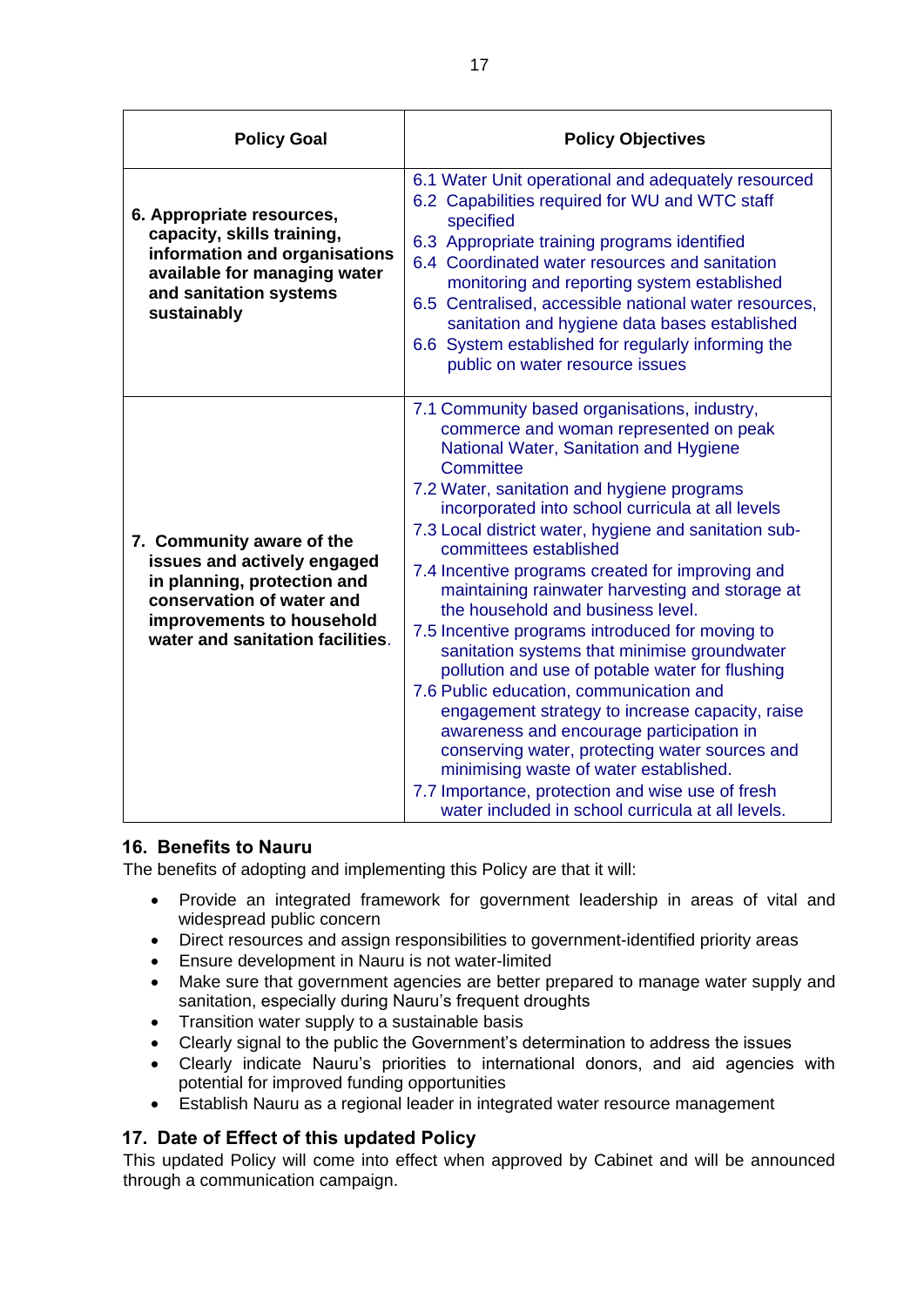| Policy Goal | Policy Objectives |
|---|---|
| **6. Appropriate resources, capacity, skills training, information and organisations available for managing water and sanitation systems sustainably** | 6.1 Water Unit operational and adequately resourced<br>6.2 Capabilities required for WU and WTC staff specified<br>6.3 Appropriate training programs identified<br>6.4 Coordinated water resources and sanitation monitoring and reporting system established<br>6.5 Centralised, accessible national water resources, sanitation and hygiene data bases established<br>6.6 System established for regularly informing the public on water resource issues |
| **7. Community aware of the issues and actively engaged in planning, protection and conservation of water and improvements to household water and sanitation facilities**. | 7.1 Community based organisations, industry, commerce and woman represented on peak National Water, Sanitation and Hygiene Committee<br>7.2 Water, sanitation and hygiene programs incorporated into school curricula at all levels<br>7.3 Local district water, hygiene and sanitation sub-committees established<br>7.4 Incentive programs created for improving and maintaining rainwater harvesting and storage at the household and business level.<br>7.5 Incentive programs introduced for moving to sanitation systems that minimise groundwater pollution and use of potable water for flushing<br>7.6 Public education, communication and engagement strategy to increase capacity, raise awareness and encourage participation in conserving water, protecting water sources and minimising waste of water established.<br>7.7 Importance, protection and wise use of fresh water included in school curricula at all levels. |

## 16. Benefits to Nauru

The benefits of adopting and implementing this Policy are that it will:

- Provide an integrated framework for government leadership in areas of vital and widespread public concern
- Direct resources and assign responsibilities to government-identified priority areas
- Ensure development in Nauru is not water-limited
- Make sure that government agencies are better prepared to manage water supply and sanitation, especially during Nauru's frequent droughts
- Transition water supply to a sustainable basis
- Clearly signal to the public the Government's determination to address the issues
- Clearly indicate Nauru's priorities to international donors, and aid agencies with potential for improved funding opportunities
- Establish Nauru as a regional leader in integrated water resource management

## 17. Date of Effect of this updated Policy

This updated Policy will come into effect when approved by Cabinet and will be announced through a communication campaign.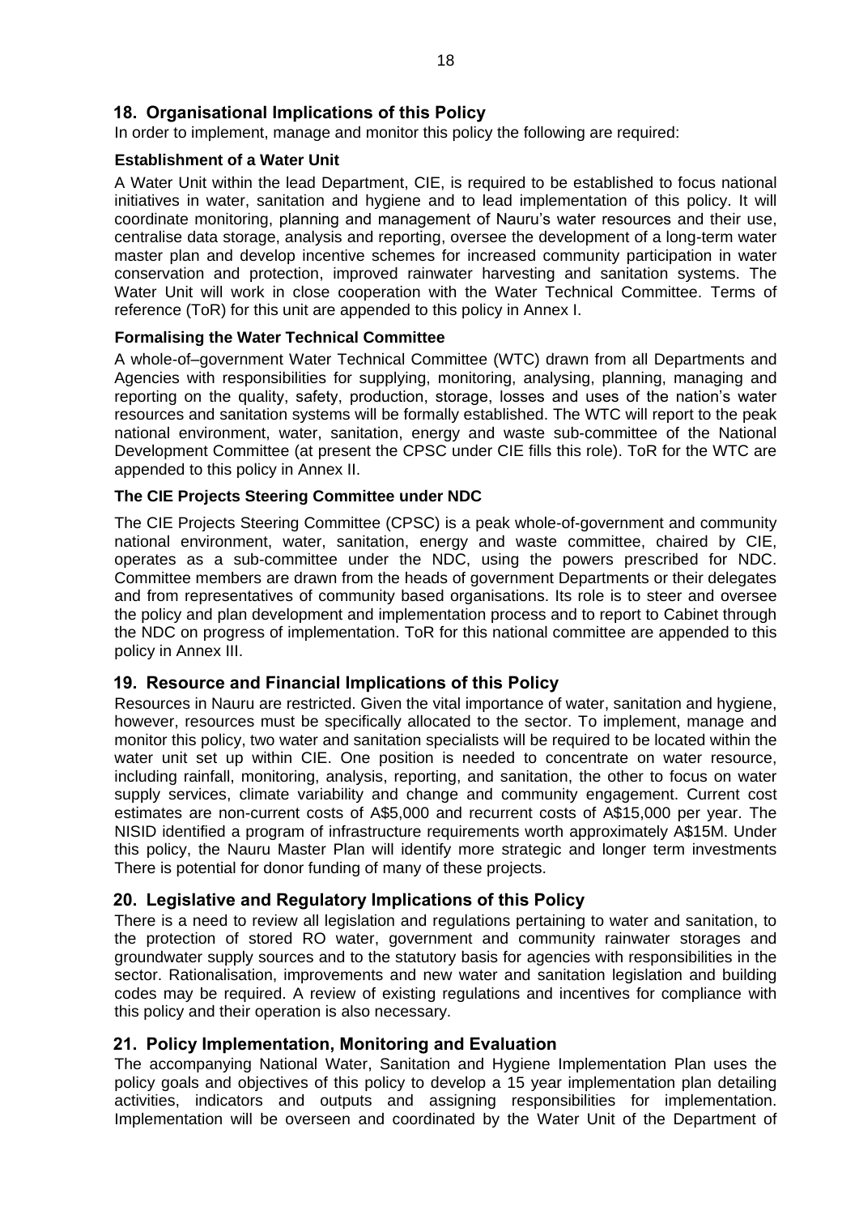## 18. Organisational Implications of this Policy

In order to implement, manage and monitor this policy the following are required:

### Establishment of a Water Unit

A Water Unit within the lead Department, CIE, is required to be established to focus national initiatives in water, sanitation and hygiene and to lead implementation of this policy. It will coordinate monitoring, planning and management of Nauru's water resources and their use, centralise data storage, analysis and reporting, oversee the development of a long-term water master plan and develop incentive schemes for increased community participation in water conservation and protection, improved rainwater harvesting and sanitation systems. The Water Unit will work in close cooperation with the Water Technical Committee. Terms of reference (ToR) for this unit are appended to this policy in Annex I.

### Formalising the Water Technical Committee

A whole-of–government Water Technical Committee (WTC) drawn from all Departments and Agencies with responsibilities for supplying, monitoring, analysing, planning, managing and reporting on the quality, safety, production, storage, losses and uses of the nation's water resources and sanitation systems will be formally established. The WTC will report to the peak national environment, water, sanitation, energy and waste sub-committee of the National Development Committee (at present the CPSC under CIE fills this role). ToR for the WTC are appended to this policy in Annex II.

### The CIE Projects Steering Committee under NDC

The CIE Projects Steering Committee (CPSC) is a peak whole-of-government and community national environment, water, sanitation, energy and waste committee, chaired by CIE, operates as a sub-committee under the NDC, using the powers prescribed for NDC. Committee members are drawn from the heads of government Departments or their delegates and from representatives of community based organisations. Its role is to steer and oversee the policy and plan development and implementation process and to report to Cabinet through the NDC on progress of implementation. ToR for this national committee are appended to this policy in Annex III.

## 19. Resource and Financial Implications of this Policy

Resources in Nauru are restricted. Given the vital importance of water, sanitation and hygiene, however, resources must be specifically allocated to the sector. To implement, manage and monitor this policy, two water and sanitation specialists will be required to be located within the water unit set up within CIE. One position is needed to concentrate on water resource, including rainfall, monitoring, analysis, reporting, and sanitation, the other to focus on water supply services, climate variability and change and community engagement. Current cost estimates are non-current costs of A$5,000 and recurrent costs of A$15,000 per year. The NISID identified a program of infrastructure requirements worth approximately A$15M. Under this policy, the Nauru Master Plan will identify more strategic and longer term investments There is potential for donor funding of many of these projects.

## 20. Legislative and Regulatory Implications of this Policy

There is a need to review all legislation and regulations pertaining to water and sanitation, to the protection of stored RO water, government and community rainwater storages and groundwater supply sources and to the statutory basis for agencies with responsibilities in the sector. Rationalisation, improvements and new water and sanitation legislation and building codes may be required. A review of existing regulations and incentives for compliance with this policy and their operation is also necessary.

## 21. Policy Implementation, Monitoring and Evaluation

The accompanying National Water, Sanitation and Hygiene Implementation Plan uses the policy goals and objectives of this policy to develop a 15 year implementation plan detailing activities, indicators and outputs and assigning responsibilities for implementation. Implementation will be overseen and coordinated by the Water Unit of the Department of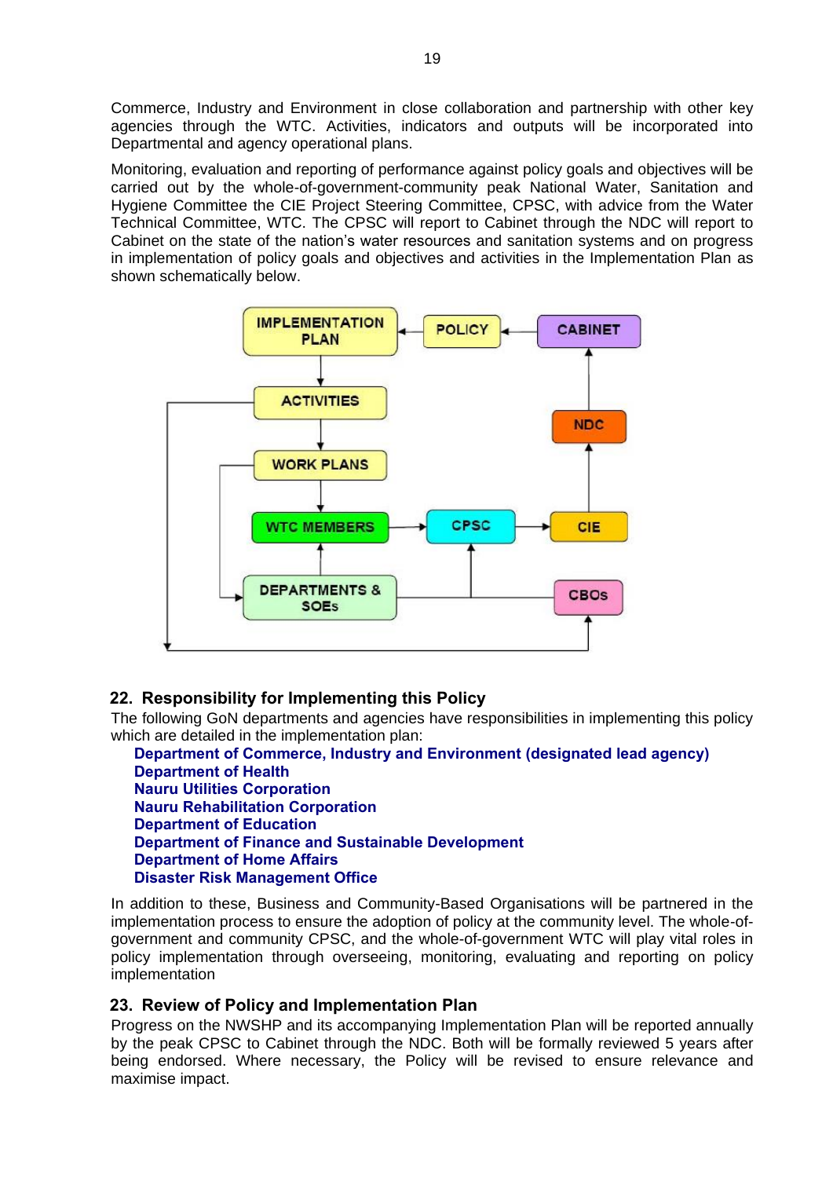Commerce, Industry and Environment in close collaboration and partnership with other key agencies through the WTC. Activities, indicators and outputs will be incorporated into Departmental and agency operational plans.

Monitoring, evaluation and reporting of performance against policy goals and objectives will be carried out by the whole-of-government-community peak National Water, Sanitation and Hygiene Committee the CIE Project Steering Committee, CPSC, with advice from the Water Technical Committee, WTC. The CPSC will report to Cabinet through the NDC will report to Cabinet on the state of the nation's water resources and sanitation systems and on progress in implementation of policy goals and objectives and activities in the Implementation Plan as shown schematically below.

IMPLEMENTATION PLAN
POLICY
CABINET
ACTIVITIES
NDC
WORK PLANS
WTC MEMBERS
CPSC
CIE
DEPARTMENTS & SOEs
CBOs

## 22. Responsibility for Implementing this Policy

The following GoN departments and agencies have responsibilities in implementing this policy which are detailed in the implementation plan:

**Department of Commerce, Industry and Environment (designated lead agency)**
**Department of Health**
**Nauru Utilities Corporation**
**Nauru Rehabilitation Corporation**
**Department of Education**
**Department of Finance and Sustainable Development**
**Department of Home Affairs**
**Disaster Risk Management Office**

In addition to these, Business and Community-Based Organisations will be partnered in the implementation process to ensure the adoption of policy at the community level. The whole-of-government and community CPSC, and the whole-of-government WTC will play vital roles in policy implementation through overseeing, monitoring, evaluating and reporting on policy implementation

## 23. Review of Policy and Implementation Plan

Progress on the NWSHP and its accompanying Implementation Plan will be reported annually by the peak CPSC to Cabinet through the NDC. Both will be formally reviewed 5 years after being endorsed. Where necessary, the Policy will be revised to ensure relevance and maximise impact.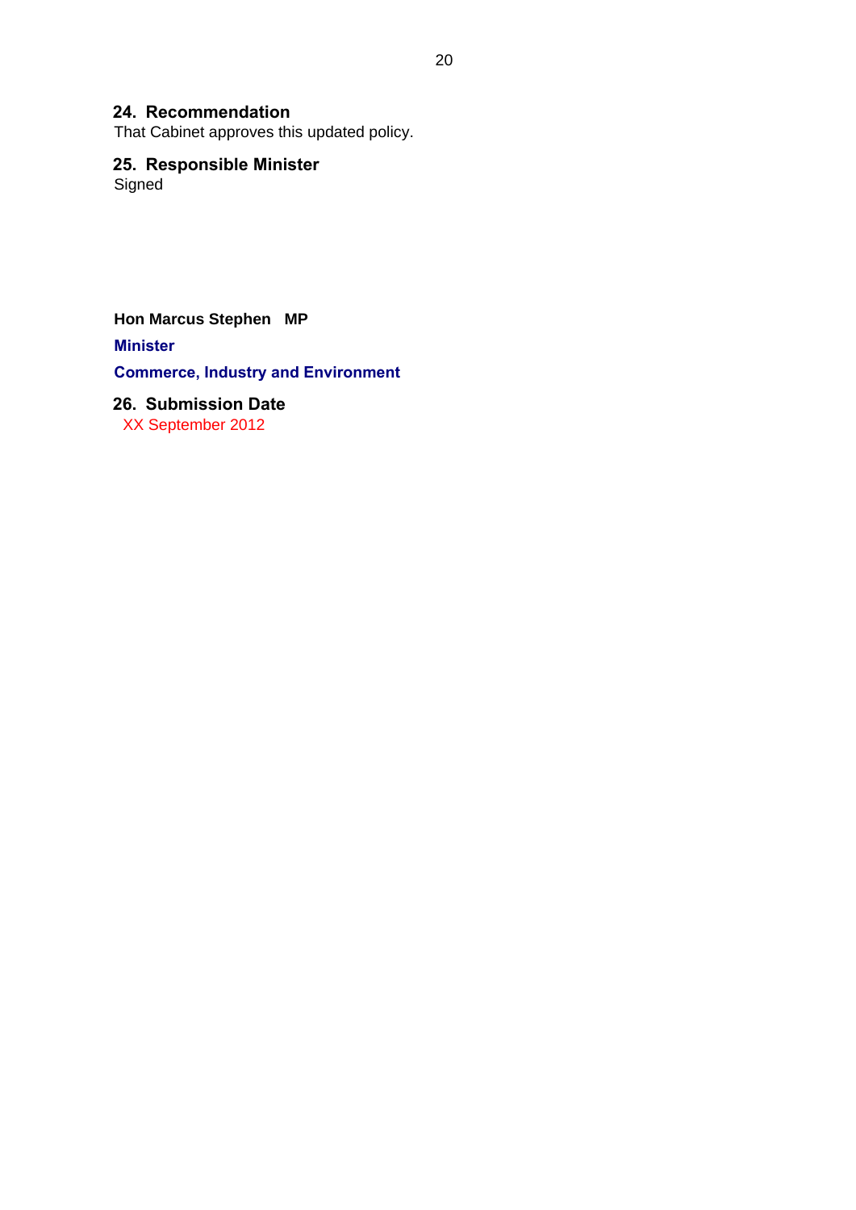## 24. Recommendation

That Cabinet approves this updated policy.

## 25. Responsible Minister

Signed

**Hon Marcus Stephen MP**

**Minister**

**Commerce, Industry and Environment**

## 26. Submission Date

XX September 2012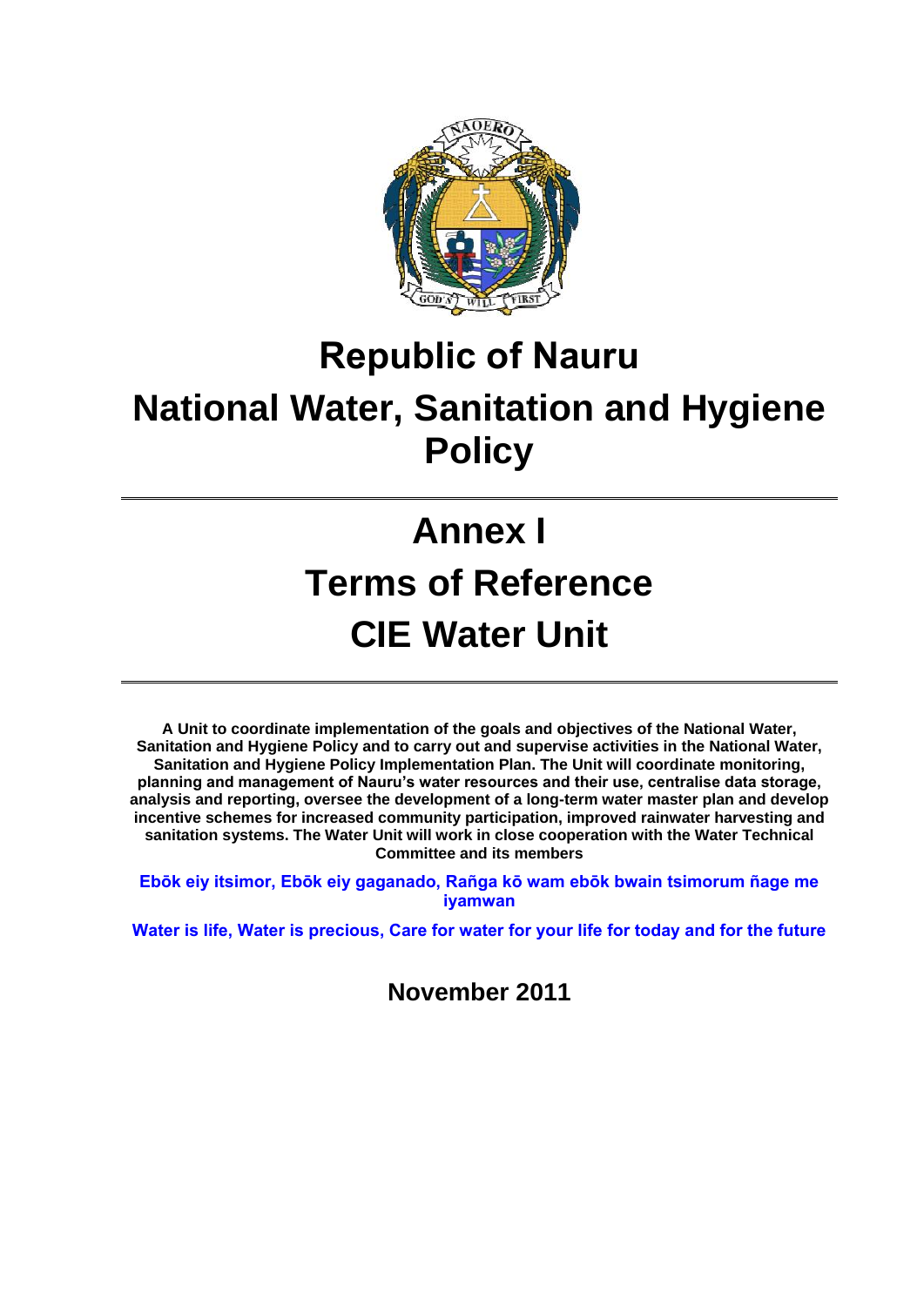# Republic of Nauru

# National Water, Sanitation and Hygiene Policy

---

# Annex I

# Terms of Reference

# CIE Water Unit

---

**A Unit to coordinate implementation of the goals and objectives of the National Water, Sanitation and Hygiene Policy and to carry out and supervise activities in the National Water, Sanitation and Hygiene Policy Implementation Plan. The Unit will coordinate monitoring, planning and management of Nauru's water resources and their use, centralise data storage, analysis and reporting, oversee the development of a long-term water master plan and develop incentive schemes for increased community participation, improved rainwater harvesting and sanitation systems. The Water Unit will work in close cooperation with the Water Technical Committee and its members**

**Ebōk eiy itsimor, Ebōk eiy gaganado, Rañga kō wam ebōk bwain tsimorum ñage me iyamwan**

**Water is life, Water is precious, Care for water for your life for today and for the future**

**November 2011**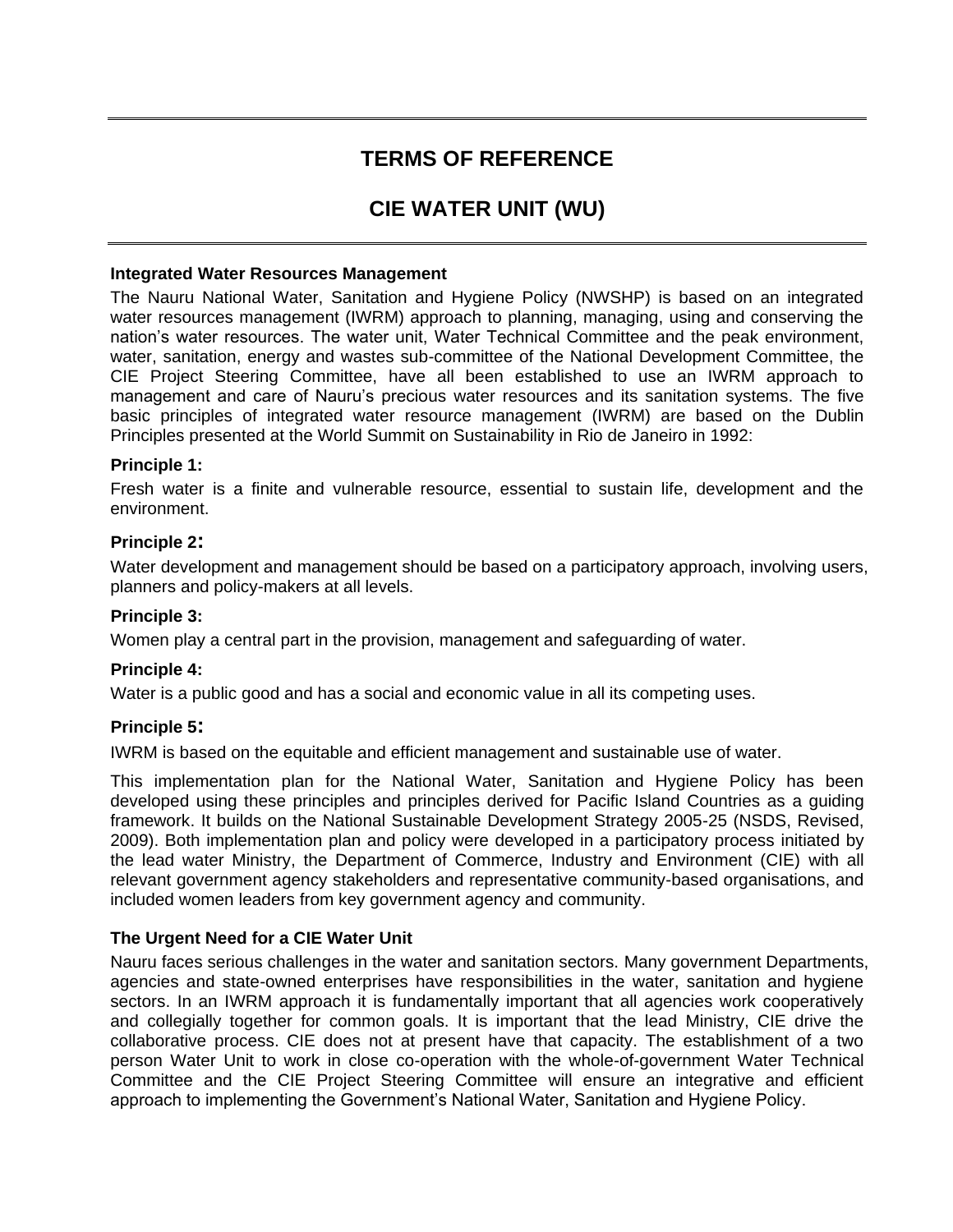# TERMS OF REFERENCE

# CIE WATER UNIT (WU)

**Integrated Water Resources Management**

The Nauru National Water, Sanitation and Hygiene Policy (NWSHP) is based on an integrated water resources management (IWRM) approach to planning, managing, using and conserving the nation's water resources. The water unit, Water Technical Committee and the peak environment, water, sanitation, energy and wastes sub-committee of the National Development Committee, the CIE Project Steering Committee, have all been established to use an IWRM approach to management and care of Nauru's precious water resources and its sanitation systems. The five basic principles of integrated water resource management (IWRM) are based on the Dublin Principles presented at the World Summit on Sustainability in Rio de Janeiro in 1992:

**Principle 1:**

Fresh water is a finite and vulnerable resource, essential to sustain life, development and the environment.

**Principle 2:**

Water development and management should be based on a participatory approach, involving users, planners and policy-makers at all levels.

**Principle 3:**

Women play a central part in the provision, management and safeguarding of water.

**Principle 4:**

Water is a public good and has a social and economic value in all its competing uses.

**Principle 5:**

IWRM is based on the equitable and efficient management and sustainable use of water.

This implementation plan for the National Water, Sanitation and Hygiene Policy has been developed using these principles and principles derived for Pacific Island Countries as a guiding framework. It builds on the National Sustainable Development Strategy 2005-25 (NSDS, Revised, 2009). Both implementation plan and policy were developed in a participatory process initiated by the lead water Ministry, the Department of Commerce, Industry and Environment (CIE) with all relevant government agency stakeholders and representative community-based organisations, and included women leaders from key government agency and community.

**The Urgent Need for a CIE Water Unit**

Nauru faces serious challenges in the water and sanitation sectors. Many government Departments, agencies and state-owned enterprises have responsibilities in the water, sanitation and hygiene sectors. In an IWRM approach it is fundamentally important that all agencies work cooperatively and collegially together for common goals. It is important that the lead Ministry, CIE drive the collaborative process. CIE does not at present have that capacity. The establishment of a two person Water Unit to work in close co-operation with the whole-of-government Water Technical Committee and the CIE Project Steering Committee will ensure an integrative and efficient approach to implementing the Government's National Water, Sanitation and Hygiene Policy.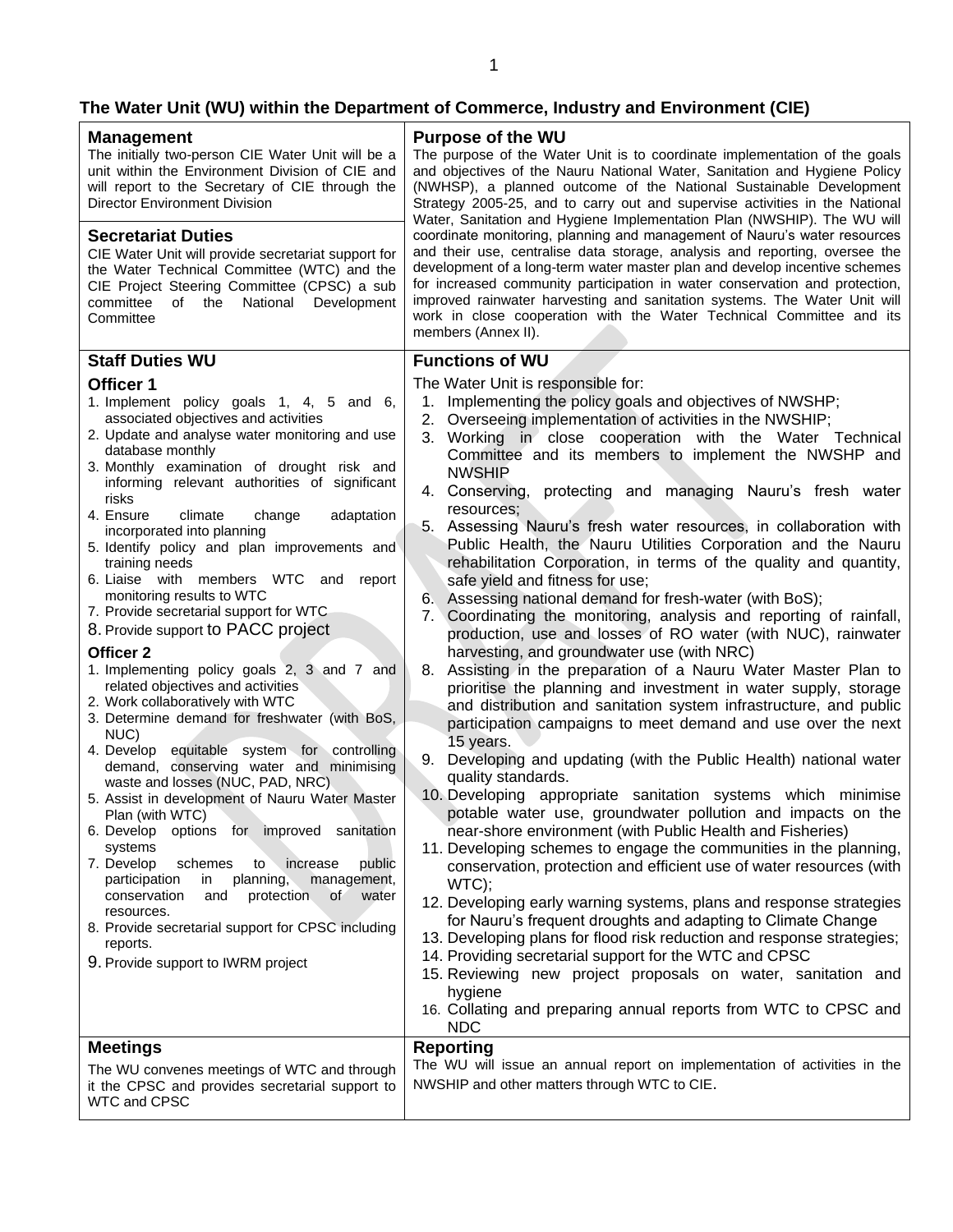# The Water Unit (WU) within the Department of Commerce, Industry and Environment (CIE)

### Management

The initially two-person CIE Water Unit will be a unit within the Environment Division of CIE and will report to the Secretary of CIE through the Director Environment Division

### Secretariat Duties

CIE Water Unit will provide secretariat support for the Water Technical Committee (WTC) and the CIE Project Steering Committee (CPSC) a sub committee of the National Development Committee

### Purpose of the WU

The purpose of the Water Unit is to coordinate implementation of the goals and objectives of the Nauru National Water, Sanitation and Hygiene Policy (NWHSP), a planned outcome of the National Sustainable Development Strategy 2005-25, and to carry out and supervise activities in the National Water, Sanitation and Hygiene Implementation Plan (NWSHIP). The WU will coordinate monitoring, planning and management of Nauru's water resources and their use, centralise data storage, analysis and reporting, oversee the development of a long-term water master plan and develop incentive schemes for increased community participation in water conservation and protection, improved rainwater harvesting and sanitation systems. The Water Unit will work in close cooperation with the Water Technical Committee and its members (Annex II).

### Staff Duties WU

**Officer 1**

1. Implement policy goals 1, 4, 5 and 6, associated objectives and activities
2. Update and analyse water monitoring and use database monthly
3. Monthly examination of drought risk and informing relevant authorities of significant risks
4. Ensure climate change adaptation incorporated into planning
5. Identify policy and plan improvements and training needs
6. Liaise with members WTC and report monitoring results to WTC
7. Provide secretarial support for WTC
8. Provide support to PACC project

**Officer 2**

1. Implementing policy goals 2, 3 and 7 and related objectives and activities
2. Work collaboratively with WTC
3. Determine demand for freshwater (with BoS, NUC)
4. Develop equitable system for controlling demand, conserving water and minimising waste and losses (NUC, PAD, NRC)
5. Assist in development of Nauru Water Master Plan (with WTC)
6. Develop options for improved sanitation systems
7. Develop schemes to increase public participation in planning, management, conservation and protection of water resources.
8. Provide secretarial support for CPSC including reports.
9. Provide support to IWRM project

### Functions of WU

The Water Unit is responsible for:

1. Implementing the policy goals and objectives of NWSHP;
2. Overseeing implementation of activities in the NWSHIP;
3. Working in close cooperation with the Water Technical Committee and its members to implement the NWSHP and NWSHIP
4. Conserving, protecting and managing Nauru's fresh water resources;
5. Assessing Nauru's fresh water resources, in collaboration with Public Health, the Nauru Utilities Corporation and the Nauru rehabilitation Corporation, in terms of the quality and quantity, safe yield and fitness for use;
6. Assessing national demand for fresh-water (with BoS);
7. Coordinating the monitoring, analysis and reporting of rainfall, production, use and losses of RO water (with NUC), rainwater harvesting, and groundwater use (with NRC)
8. Assisting in the preparation of a Nauru Water Master Plan to prioritise the planning and investment in water supply, storage and distribution and sanitation system infrastructure, and public participation campaigns to meet demand and use over the next 15 years.
9. Developing and updating (with the Public Health) national water quality standards.
10. Developing appropriate sanitation systems which minimise potable water use, groundwater pollution and impacts on the near-shore environment (with Public Health and Fisheries)
11. Developing schemes to engage the communities in the planning, conservation, protection and efficient use of water resources (with WTC);
12. Developing early warning systems, plans and response strategies for Nauru's frequent droughts and adapting to Climate Change
13. Developing plans for flood risk reduction and response strategies;
14. Providing secretarial support for the WTC and CPSC
15. Reviewing new project proposals on water, sanitation and hygiene
16. Collating and preparing annual reports from WTC to CPSC and NDC

### Meetings

The WU convenes meetings of WTC and through it the CPSC and provides secretarial support to WTC and CPSC

### Reporting

The WU will issue an annual report on implementation of activities in the NWSHIP and other matters through WTC to CIE.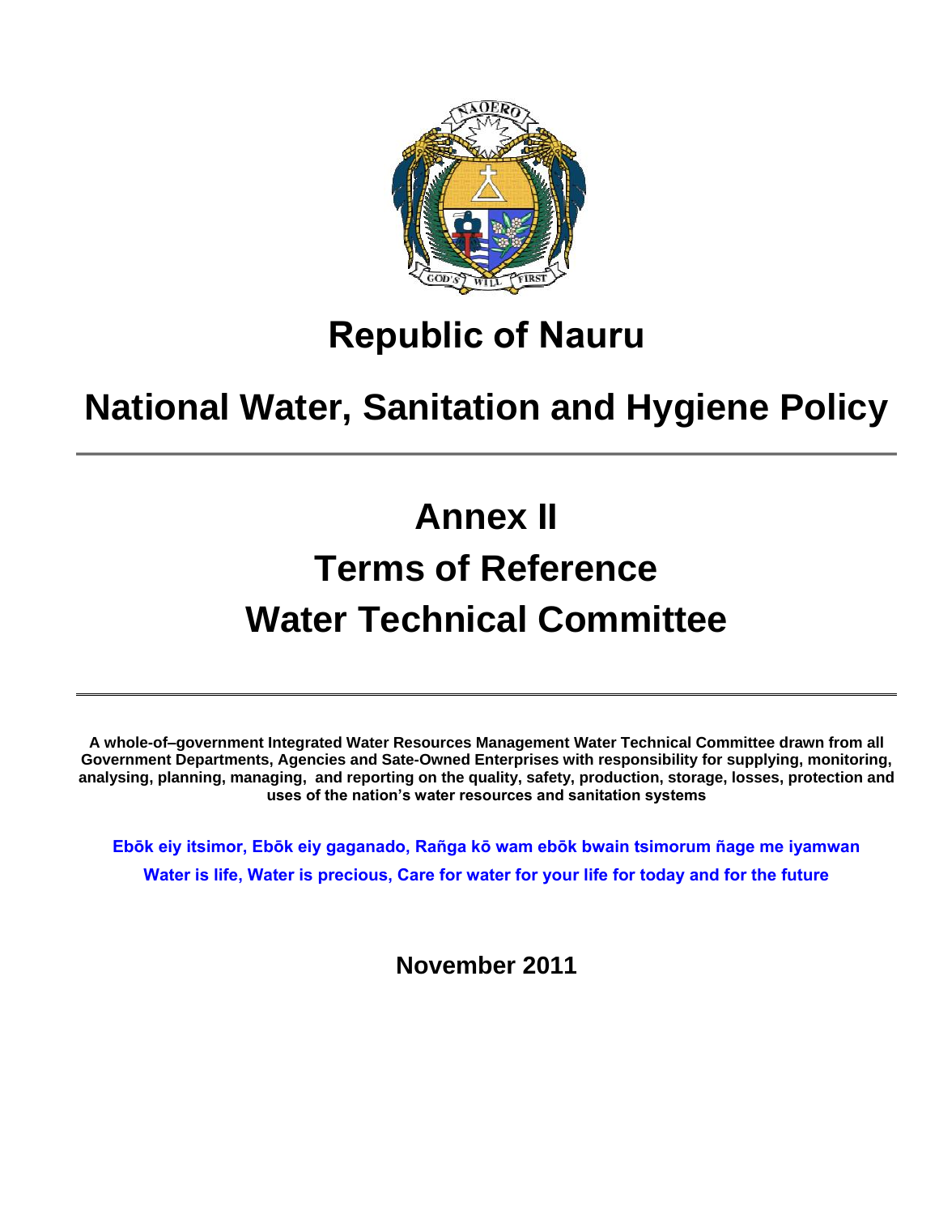# Republic of Nauru

# National Water, Sanitation and Hygiene Policy

---

# Annex II
# Terms of Reference
# Water Technical Committee

---

**A whole-of–government Integrated Water Resources Management Water Technical Committee drawn from all Government Departments, Agencies and Sate-Owned Enterprises with responsibility for supplying, monitoring, analysing, planning, managing, and reporting on the quality, safety, production, storage, losses, protection and uses of the nation's water resources and sanitation systems**

**Ebōk eiy itsimor, Ebōk eiy gaganado, Rañga kō wam ebōk bwain tsimorum ñage me iyamwan**

**Water is life, Water is precious, Care for water for your life for today and for the future**

**November 2011**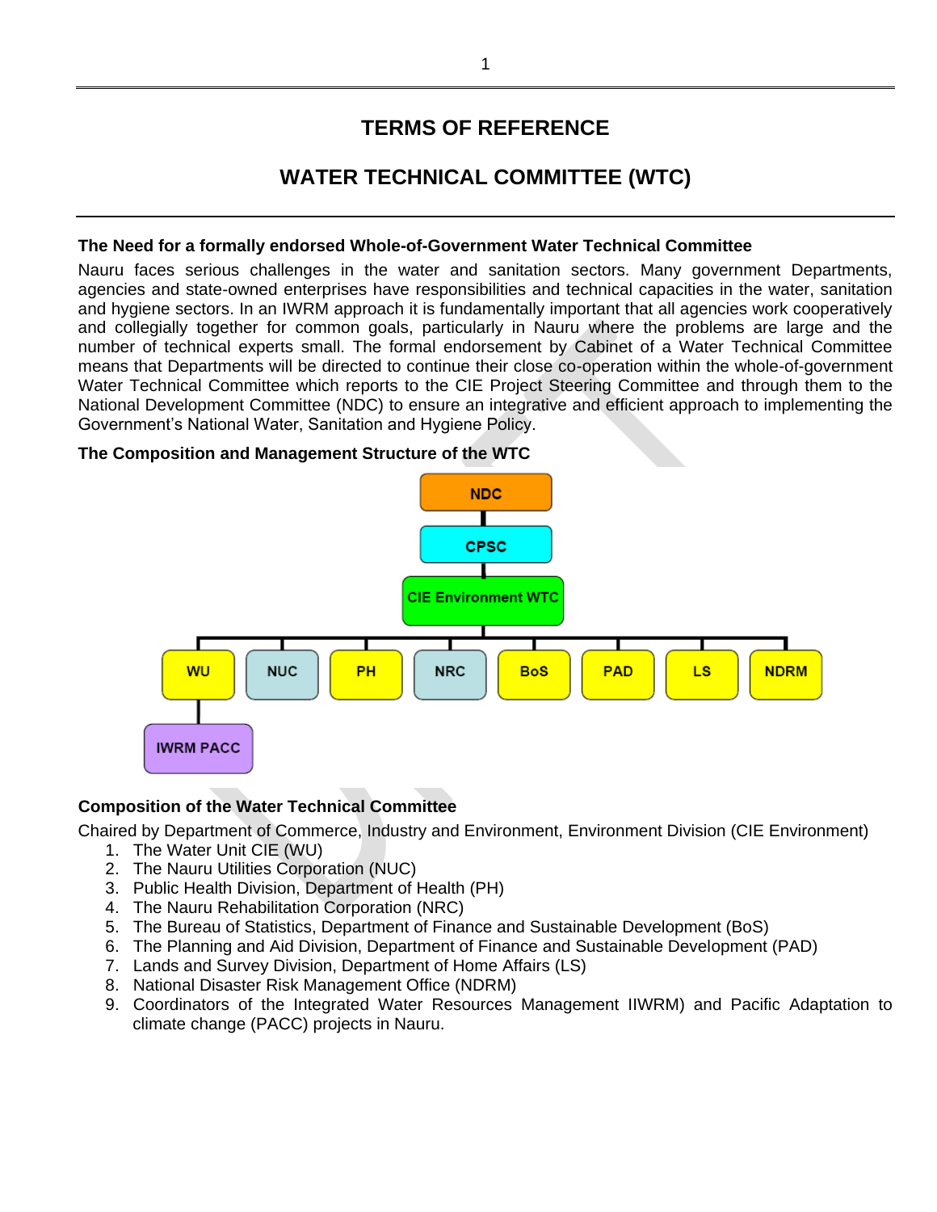# TERMS OF REFERENCE

# WATER TECHNICAL COMMITTEE (WTC)

### The Need for a formally endorsed Whole-of-Government Water Technical Committee

Nauru faces serious challenges in the water and sanitation sectors. Many government Departments, agencies and state-owned enterprises have responsibilities and technical capacities in the water, sanitation and hygiene sectors. In an IWRM approach it is fundamentally important that all agencies work cooperatively and collegially together for common goals, particularly in Nauru where the problems are large and the number of technical experts small. The formal endorsement by Cabinet of a Water Technical Committee means that Departments will be directed to continue their close co-operation within the whole-of-government Water Technical Committee which reports to the CIE Project Steering Committee and through them to the National Development Committee (NDC) to ensure an integrative and efficient approach to implementing the Government's National Water, Sanitation and Hygiene Policy.

### The Composition and Management Structure of the WTC

NDC

CPSC

CIE Environment WTC

WU | NUC | PH | NRC | BoS | PAD | LS | NDRM

IWRM PACC

### Composition of the Water Technical Committee

Chaired by Department of Commerce, Industry and Environment, Environment Division (CIE Environment)

1. The Water Unit CIE (WU)
2. The Nauru Utilities Corporation (NUC)
3. Public Health Division, Department of Health (PH)
4. The Nauru Rehabilitation Corporation (NRC)
5. The Bureau of Statistics, Department of Finance and Sustainable Development (BoS)
6. The Planning and Aid Division, Department of Finance and Sustainable Development (PAD)
7. Lands and Survey Division, Department of Home Affairs (LS)
8. National Disaster Risk Management Office (NDRM)
9. Coordinators of the Integrated Water Resources Management IIWRM) and Pacific Adaptation to climate change (PACC) projects in Nauru.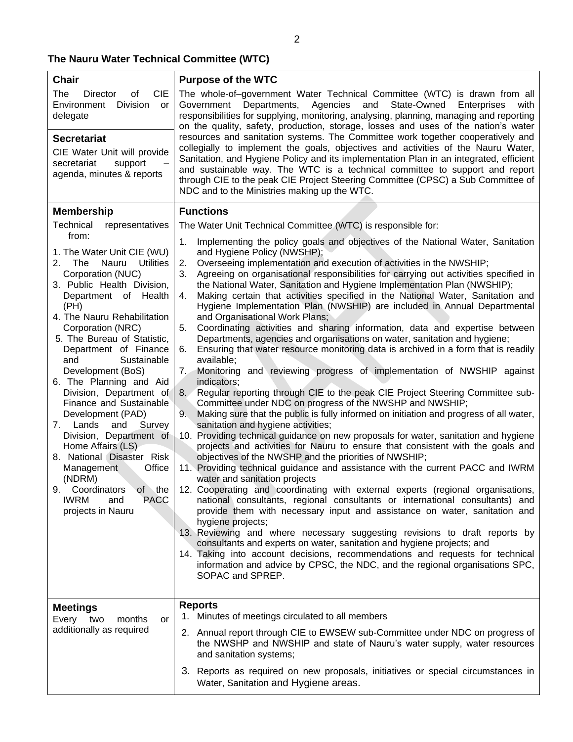## The Nauru Water Technical Committee (WTC)

<table>
<tr>
<td>

**Chair**

The Director of CIE Environment Division or delegate

**Secretariat**

CIE Water Unit will provide secretariat support – agenda, minutes & reports

</td>
<td>

**Purpose of the WTC**

The whole-of–government Water Technical Committee (WTC) is drawn from all Government Departments, Agencies and State-Owned Enterprises with responsibilities for supplying, monitoring, analysing, planning, managing and reporting on the quality, safety, production, storage, losses and uses of the nation's water resources and sanitation systems. The Committee work together cooperatively and collegially to implement the goals, objectives and activities of the Nauru Water, Sanitation, and Hygiene Policy and its implementation Plan in an integrated, efficient and sustainable way. The WTC is a technical committee to support and report through CIE to the peak CIE Project Steering Committee (CPSC) a Sub Committee of NDC and to the Ministries making up the WTC.

</td>
</tr>
<tr>
<td>

**Membership**

Technical representatives from:

1. The Water Unit CIE (WU)
2. The Nauru Utilities Corporation (NUC)
3. Public Health Division, Department of Health (PH)
4. The Nauru Rehabilitation Corporation (NRC)
5. The Bureau of Statistic, Department of Finance and Sustainable Development (BoS)
6. The Planning and Aid Division, Department of Finance and Sustainable Development (PAD)
7. Lands and Survey Division, Department of Home Affairs (LS)
8. National Disaster Risk Management Office (NDRM)
9. Coordinators of the IWRM and PACC projects in Nauru

</td>
<td>

**Functions**

The Water Unit Technical Committee (WTC) is responsible for:

1. Implementing the policy goals and objectives of the National Water, Sanitation and Hygiene Policy (NWSHP);
2. Overseeing implementation and execution of activities in the NWSHIP;
3. Agreeing on organisational responsibilities for carrying out activities specified in the National Water, Sanitation and Hygiene Implementation Plan (NWSHIP);
4. Making certain that activities specified in the National Water, Sanitation and Hygiene Implementation Plan (NWSHIP) are included in Annual Departmental and Organisational Work Plans;
5. Coordinating activities and sharing information, data and expertise between Departments, agencies and organisations on water, sanitation and hygiene;
6. Ensuring that water resource monitoring data is archived in a form that is readily available;
7. Monitoring and reviewing progress of implementation of NWSHIP against indicators;
8. Regular reporting through CIE to the peak CIE Project Steering Committee sub-Committee under NDC on progress of the NWSHP and NWSHIP;
9. Making sure that the public is fully informed on initiation and progress of all water, sanitation and hygiene activities;
10. Providing technical guidance on new proposals for water, sanitation and hygiene projects and activities for Nauru to ensure that consistent with the goals and objectives of the NWSHP and the priorities of NWSHIP;
11. Providing technical guidance and assistance with the current PACC and IWRM water and sanitation projects
12. Cooperating and coordinating with external experts (regional organisations, national consultants, regional consultants or international consultants) and provide them with necessary input and assistance on water, sanitation and hygiene projects;
13. Reviewing and where necessary suggesting revisions to draft reports by consultants and experts on water, sanitation and hygiene projects; and
14. Taking into account decisions, recommendations and requests for technical information and advice by CPSC, the NDC, and the regional organisations SPC, SOPAC and SPREP.

</td>
</tr>
<tr>
<td>

**Meetings**

Every two months or additionally as required

</td>
<td>

**Reports**

1. Minutes of meetings circulated to all members
2. Annual report through CIE to EWSEW sub-Committee under NDC on progress of the NWSHP and NWSHIP and state of Nauru's water supply, water resources and sanitation systems;
3. Reports as required on new proposals, initiatives or special circumstances in Water, Sanitation and Hygiene areas.

</td>
</tr>
</table>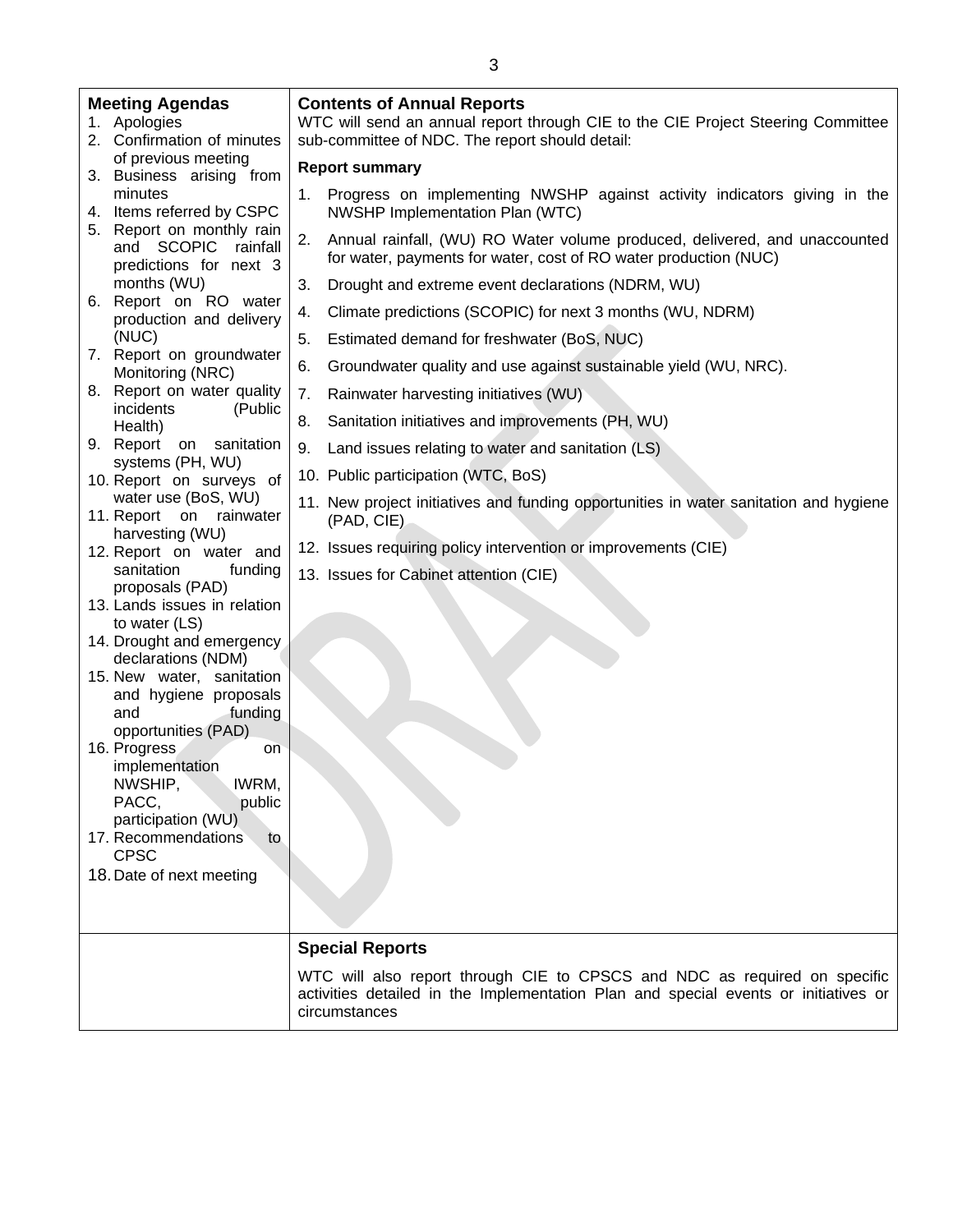| **Meeting Agendas** | **Contents of Annual Reports** |
|---|---|
| 1. Apologies<br>2. Confirmation of minutes of previous meeting<br>3. Business arising from minutes<br>4. Items referred by CSPC<br>5. Report on monthly rain and SCOPIC rainfall predictions for next 3 months (WU)<br>6. Report on RO water production and delivery (NUC)<br>7. Report on groundwater Monitoring (NRC)<br>8. Report on water quality incidents (Public Health)<br>9. Report on sanitation systems (PH, WU)<br>10. Report on surveys of water use (BoS, WU)<br>11. Report on rainwater harvesting (WU)<br>12. Report on water and sanitation funding proposals (PAD)<br>13. Lands issues in relation to water (LS)<br>14. Drought and emergency declarations (NDM)<br>15. New water, sanitation and hygiene proposals and funding opportunities (PAD)<br>16. Progress on implementation NWSHIP, IWRM, PACC, public participation (WU)<br>17. Recommendations to CPSC<br>18. Date of next meeting | WTC will send an annual report through CIE to the CIE Project Steering Committee sub-committee of NDC. The report should detail:<br><br>**Report summary**<br><br>1. Progress on implementing NWSHP against activity indicators giving in the NWSHP Implementation Plan (WTC)<br>2. Annual rainfall, (WU) RO Water volume produced, delivered, and unaccounted for water, payments for water, cost of RO water production (NUC)<br>3. Drought and extreme event declarations (NDRM, WU)<br>4. Climate predictions (SCOPIC) for next 3 months (WU, NDRM)<br>5. Estimated demand for freshwater (BoS, NUC)<br>6. Groundwater quality and use against sustainable yield (WU, NRC).<br>7. Rainwater harvesting initiatives (WU)<br>8. Sanitation initiatives and improvements (PH, WU)<br>9. Land issues relating to water and sanitation (LS)<br>10. Public participation (WTC, BoS)<br>11. New project initiatives and funding opportunities in water sanitation and hygiene (PAD, CIE)<br>12. Issues requiring policy intervention or improvements (CIE)<br>13. Issues for Cabinet attention (CIE) |
| | **Special Reports**<br><br>WTC will also report through CIE to CPSCS and NDC as required on specific activities detailed in the Implementation Plan and special events or initiatives or circumstances |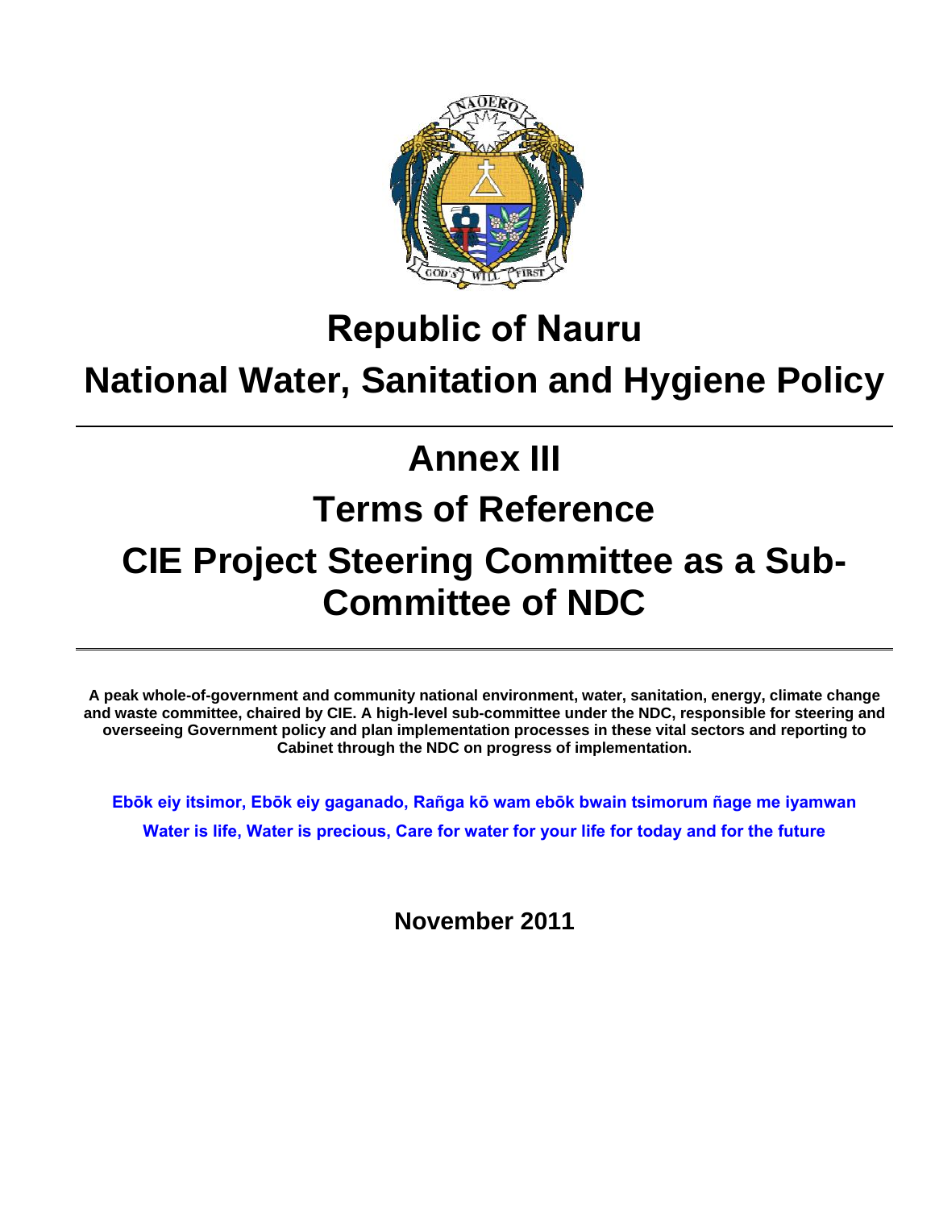# Republic of Nauru

# National Water, Sanitation and Hygiene Policy

---

# Annex III

# Terms of Reference

# CIE Project Steering Committee as a Sub-Committee of NDC

---

**A peak whole-of-government and community national environment, water, sanitation, energy, climate change and waste committee, chaired by CIE. A high-level sub-committee under the NDC, responsible for steering and overseeing Government policy and plan implementation processes in these vital sectors and reporting to Cabinet through the NDC on progress of implementation.**

**Ebōk eiy itsimor, Ebōk eiy gaganado, Rañga kō wam ebōk bwain tsimorum ñage me iyamwan**

**Water is life, Water is precious, Care for water for your life for today and for the future**

**November 2011**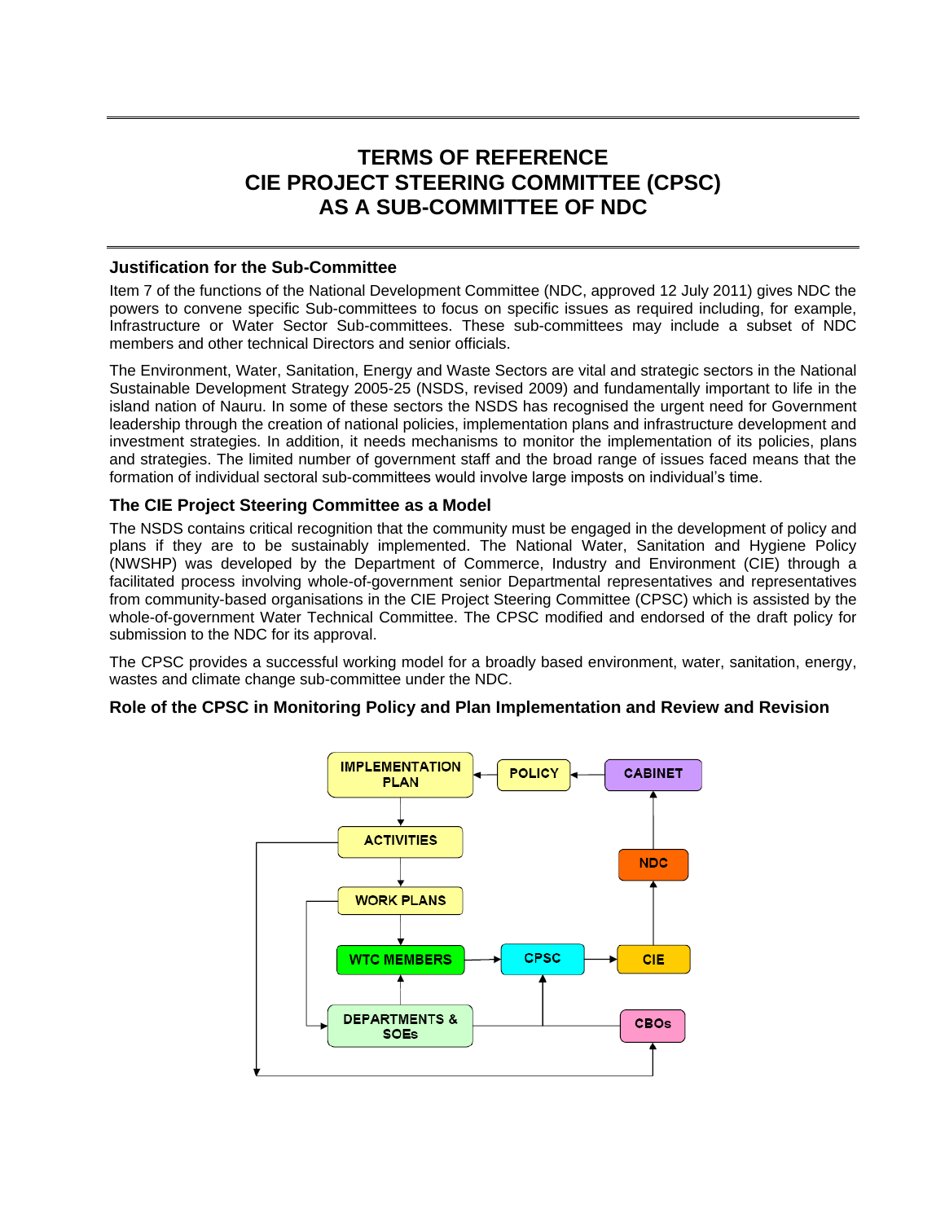# TERMS OF REFERENCE
# CIE PROJECT STEERING COMMITTEE (CPSC)
# AS A SUB-COMMITTEE OF NDC

### Justification for the Sub-Committee

Item 7 of the functions of the National Development Committee (NDC, approved 12 July 2011) gives NDC the powers to convene specific Sub-committees to focus on specific issues as required including, for example, Infrastructure or Water Sector Sub-committees. These sub-committees may include a subset of NDC members and other technical Directors and senior officials.

The Environment, Water, Sanitation, Energy and Waste Sectors are vital and strategic sectors in the National Sustainable Development Strategy 2005-25 (NSDS, revised 2009) and fundamentally important to life in the island nation of Nauru. In some of these sectors the NSDS has recognised the urgent need for Government leadership through the creation of national policies, implementation plans and infrastructure development and investment strategies. In addition, it needs mechanisms to monitor the implementation of its policies, plans and strategies. The limited number of government staff and the broad range of issues faced means that the formation of individual sectoral sub-committees would involve large imposts on individual's time.

### The CIE Project Steering Committee as a Model

The NSDS contains critical recognition that the community must be engaged in the development of policy and plans if they are to be sustainably implemented. The National Water, Sanitation and Hygiene Policy (NWSHP) was developed by the Department of Commerce, Industry and Environment (CIE) through a facilitated process involving whole-of-government senior Departmental representatives and representatives from community-based organisations in the CIE Project Steering Committee (CPSC) which is assisted by the whole-of-government Water Technical Committee. The CPSC modified and endorsed of the draft policy for submission to the NDC for its approval.

The CPSC provides a successful working model for a broadly based environment, water, sanitation, energy, wastes and climate change sub-committee under the NDC.

### Role of the CPSC in Monitoring Policy and Plan Implementation and Review and Revision

IMPLEMENTATION PLAN | POLICY | CABINET | ACTIVITIES | NDC | WORK PLANS | WTC MEMBERS | CPSC | CIE | DEPARTMENTS & SOEs | CBOs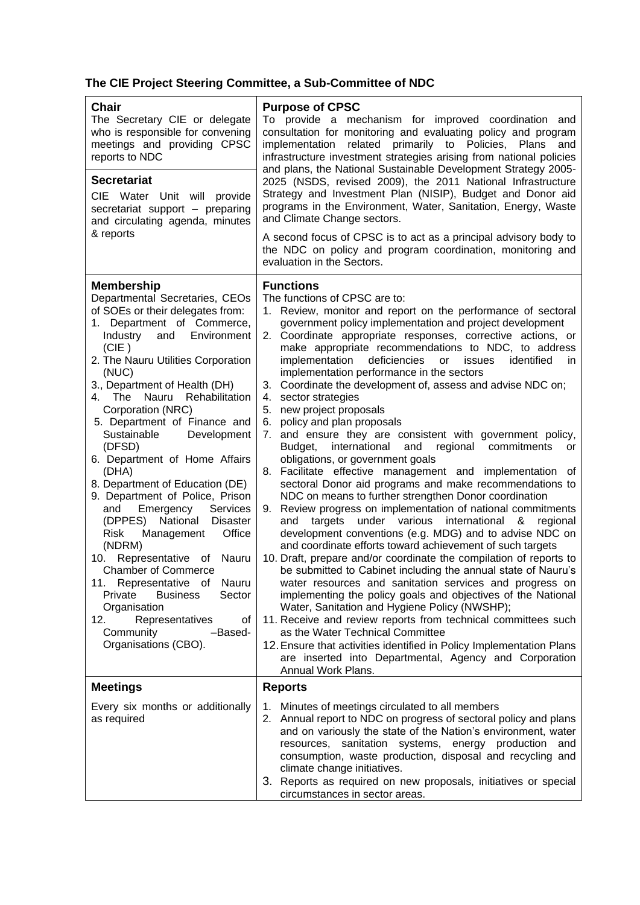**The CIE Project Steering Committee, a Sub-Committee of NDC**

| | |
|---|---|
| **Chair**<br>The Secretary CIE or delegate who is responsible for convening meetings and providing CPSC reports to NDC<br><br>**Secretariat**<br>CIE Water Unit will provide secretariat support – preparing and circulating agenda, minutes & reports | **Purpose of CPSC**<br>To provide a mechanism for improved coordination and consultation for monitoring and evaluating policy and program implementation related primarily to Policies, Plans and infrastructure investment strategies arising from national policies and plans, the National Sustainable Development Strategy 2005-2025 (NSDS, revised 2009), the 2011 National Infrastructure Strategy and Investment Plan (NISIP), Budget and Donor aid programs in the Environment, Water, Sanitation, Energy, Waste and Climate Change sectors.<br><br>A second focus of CPSC is to act as a principal advisory body to the NDC on policy and program coordination, monitoring and evaluation in the Sectors. |
| **Membership**<br>Departmental Secretaries, CEOs of SOEs or their delegates from:<br>1. Department of Commerce, Industry and Environment (CIE )<br>2. The Nauru Utilities Corporation (NUC)<br>3., Department of Health (DH)<br>4. The Nauru Rehabilitation Corporation (NRC)<br>5. Department of Finance and Sustainable Development (DFSD)<br>6. Department of Home Affairs (DHA)<br>8. Department of Education (DE)<br>9. Department of Police, Prison and Emergency Services (DPPES) National Disaster Risk Management Office (NDRM)<br>10. Representative of Nauru Chamber of Commerce<br>11. Representative of Nauru Private Business Sector Organisation<br>12. Representatives of Community –Based-Organisations (CBO). | **Functions**<br>The functions of CPSC are to:<br>1. Review, monitor and report on the performance of sectoral government policy implementation and project development<br>2. Coordinate appropriate responses, corrective actions, or make appropriate recommendations to NDC, to address implementation deficiencies or issues identified in implementation performance in the sectors<br>3. Coordinate the development of, assess and advise NDC on;<br>4. sector strategies<br>5. new project proposals<br>6. policy and plan proposals<br>7. and ensure they are consistent with government policy, Budget, international and regional commitments or obligations, or government goals<br>8. Facilitate effective management and implementation of sectoral Donor aid programs and make recommendations to NDC on means to further strengthen Donor coordination<br>9. Review progress on implementation of national commitments and targets under various international & regional development conventions (e.g. MDG) and to advise NDC on and coordinate efforts toward achievement of such targets<br>10. Draft, prepare and/or coordinate the compilation of reports to be submitted to Cabinet including the annual state of Nauru's water resources and sanitation services and progress on implementing the policy goals and objectives of the National Water, Sanitation and Hygiene Policy (NWSHP);<br>11. Receive and review reports from technical committees such as the Water Technical Committee<br>12. Ensure that activities identified in Policy Implementation Plans are inserted into Departmental, Agency and Corporation Annual Work Plans. |
| **Meetings**<br>Every six months or additionally as required | **Reports**<br>1. Minutes of meetings circulated to all members<br>2. Annual report to NDC on progress of sectoral policy and plans and on variously the state of the Nation's environment, water resources, sanitation systems, energy production and consumption, waste production, disposal and recycling and climate change initiatives.<br>3. Reports as required on new proposals, initiatives or special circumstances in sector areas. |